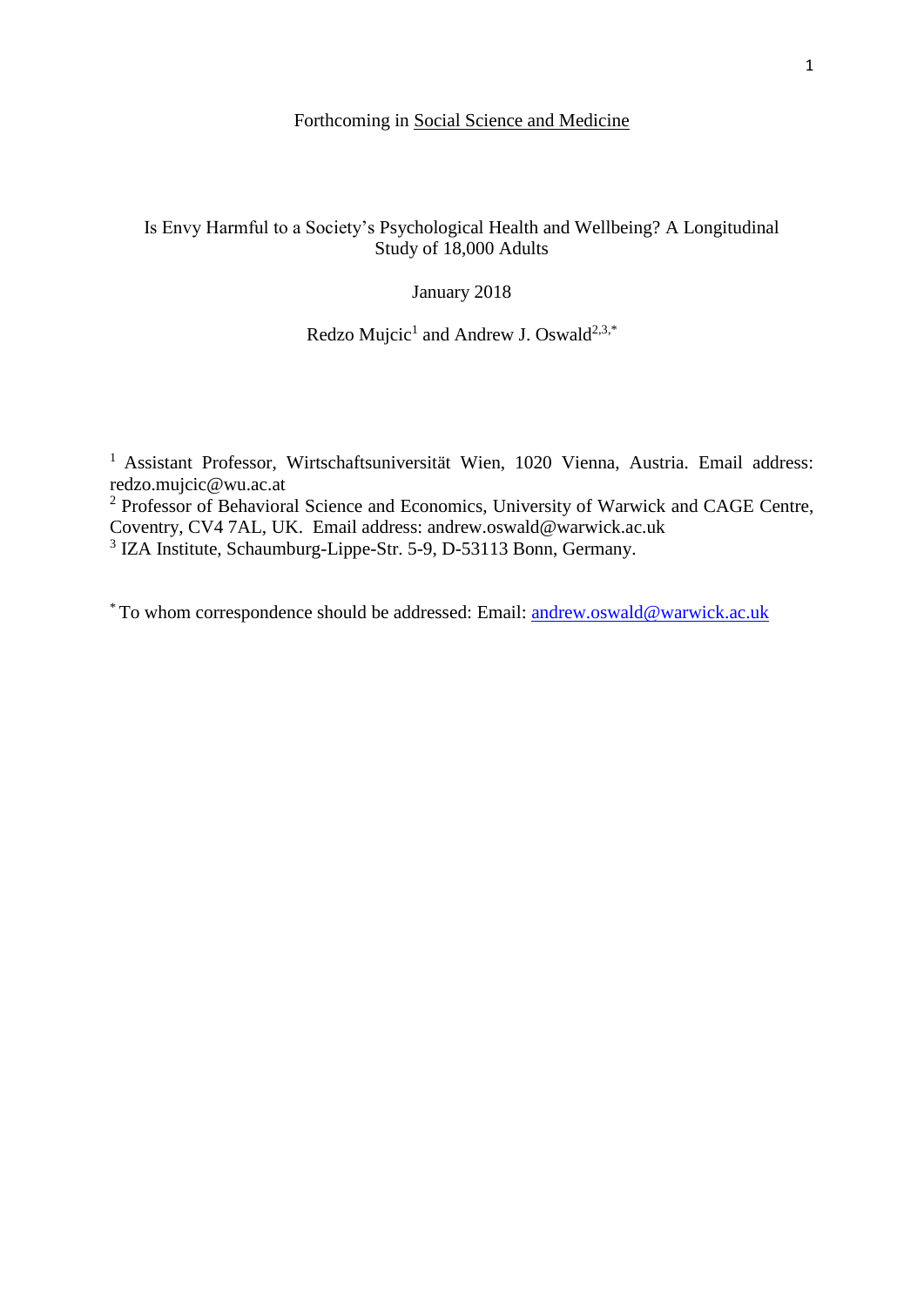Forthcoming in Social Science and Medicine

# Is Envy Harmful to a Society's Psychological Health and Wellbeing? A Longitudinal Study of 18,000 Adults

January 2018

Redzo Mujcic[1] and Andrew J. Oswald[2,3,*]

[1] Assistant Professor, Wirtschaftsuniversität Wien, 1020 Vienna, Austria. Email address: redzo.mujcic@wu.ac.at

[2] Professor of Behavioral Science and Economics, University of Warwick and CAGE Centre, Coventry, CV4 7AL, UK. Email address: andrew.oswald@warwick.ac.uk

[3] IZA Institute, Schaumburg-Lippe-Str. 5-9, D-53113 Bonn, Germany.

[*] To whom correspondence should be addressed: Email: andrew.oswald@warwick.ac.uk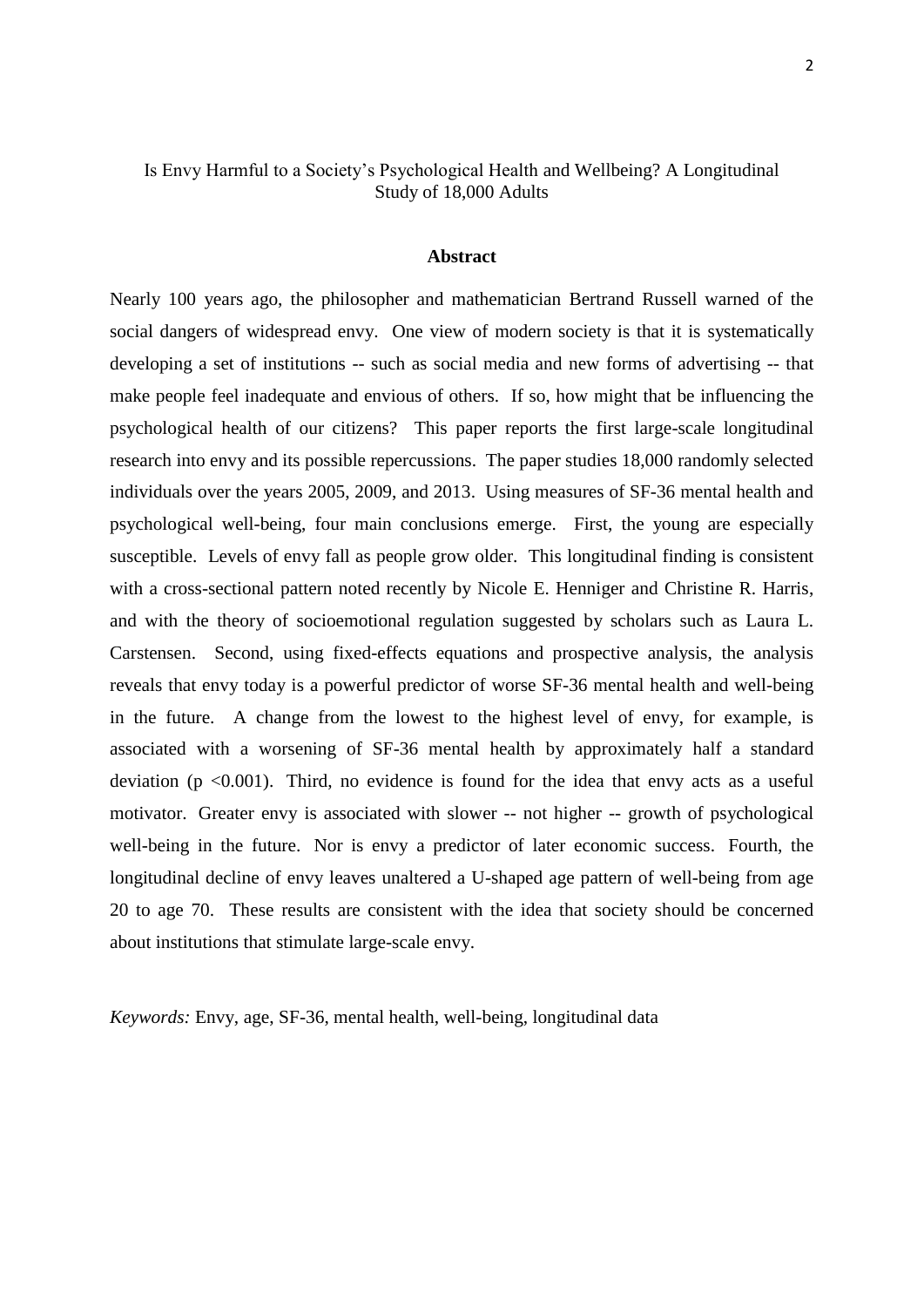Is Envy Harmful to a Society's Psychological Health and Wellbeing? A Longitudinal Study of 18,000 Adults

## Abstract

Nearly 100 years ago, the philosopher and mathematician Bertrand Russell warned of the social dangers of widespread envy. One view of modern society is that it is systematically developing a set of institutions -- such as social media and new forms of advertising -- that make people feel inadequate and envious of others. If so, how might that be influencing the psychological health of our citizens? This paper reports the first large-scale longitudinal research into envy and its possible repercussions. The paper studies 18,000 randomly selected individuals over the years 2005, 2009, and 2013. Using measures of SF-36 mental health and psychological well-being, four main conclusions emerge. First, the young are especially susceptible. Levels of envy fall as people grow older. This longitudinal finding is consistent with a cross-sectional pattern noted recently by Nicole E. Henniger and Christine R. Harris, and with the theory of socioemotional regulation suggested by scholars such as Laura L. Carstensen. Second, using fixed-effects equations and prospective analysis, the analysis reveals that envy today is a powerful predictor of worse SF-36 mental health and well-being in the future. A change from the lowest to the highest level of envy, for example, is associated with a worsening of SF-36 mental health by approximately half a standard deviation ($p < 0.001$). Third, no evidence is found for the idea that envy acts as a useful motivator. Greater envy is associated with slower -- not higher -- growth of psychological well-being in the future. Nor is envy a predictor of later economic success. Fourth, the longitudinal decline of envy leaves unaltered a U-shaped age pattern of well-being from age 20 to age 70. These results are consistent with the idea that society should be concerned about institutions that stimulate large-scale envy.

*Keywords:* Envy, age, SF-36, mental health, well-being, longitudinal data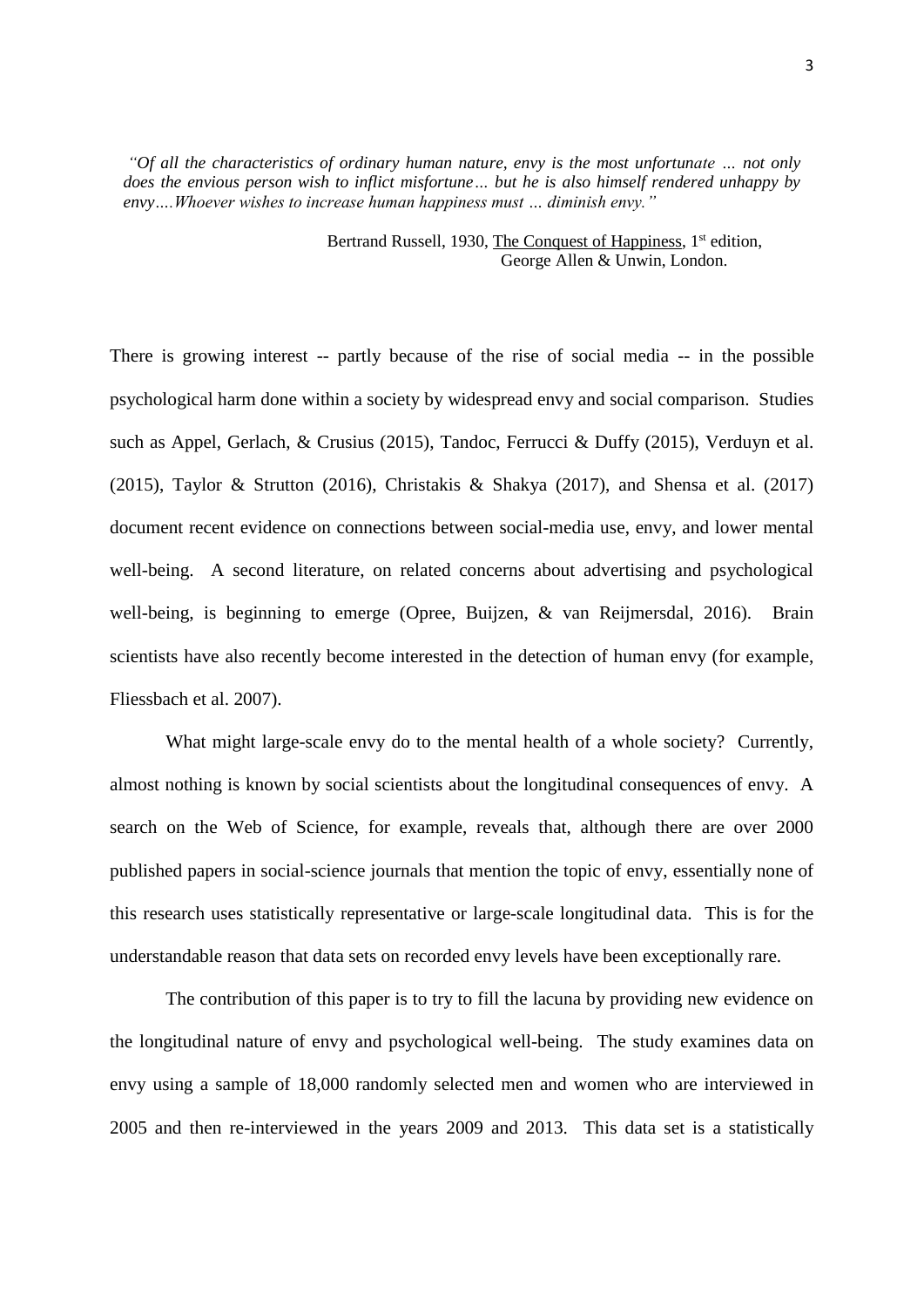*"Of all the characteristics of ordinary human nature, envy is the most unfortunate … not only does the envious person wish to inflict misfortune… but he is also himself rendered unhappy by envy….Whoever wishes to increase human happiness must … diminish envy."*

Bertrand Russell, 1930, The Conquest of Happiness, 1st edition, George Allen & Unwin, London.

There is growing interest -- partly because of the rise of social media -- in the possible psychological harm done within a society by widespread envy and social comparison. Studies such as Appel, Gerlach, & Crusius (2015), Tandoc, Ferrucci & Duffy (2015), Verduyn et al. (2015), Taylor & Strutton (2016), Christakis & Shakya (2017), and Shensa et al. (2017) document recent evidence on connections between social-media use, envy, and lower mental well-being. A second literature, on related concerns about advertising and psychological well-being, is beginning to emerge (Opree, Buijzen, & van Reijmersdal, 2016). Brain scientists have also recently become interested in the detection of human envy (for example, Fliessbach et al. 2007).

What might large-scale envy do to the mental health of a whole society? Currently, almost nothing is known by social scientists about the longitudinal consequences of envy. A search on the Web of Science, for example, reveals that, although there are over 2000 published papers in social-science journals that mention the topic of envy, essentially none of this research uses statistically representative or large-scale longitudinal data. This is for the understandable reason that data sets on recorded envy levels have been exceptionally rare.

The contribution of this paper is to try to fill the lacuna by providing new evidence on the longitudinal nature of envy and psychological well-being. The study examines data on envy using a sample of 18,000 randomly selected men and women who are interviewed in 2005 and then re-interviewed in the years 2009 and 2013. This data set is a statistically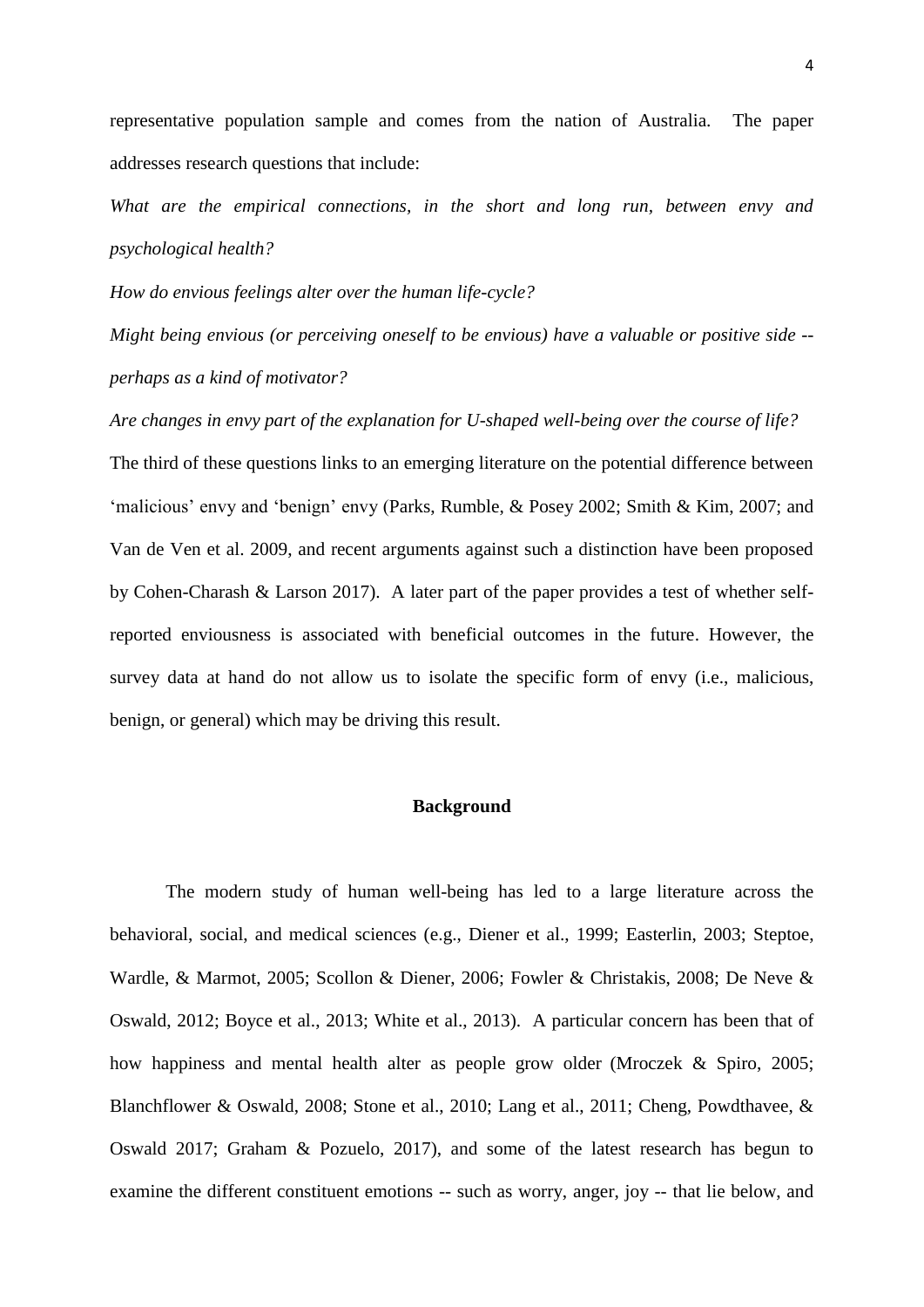representative population sample and comes from the nation of Australia. The paper addresses research questions that include:

*What are the empirical connections, in the short and long run, between envy and psychological health?*

*How do envious feelings alter over the human life-cycle?*

*Might being envious (or perceiving oneself to be envious) have a valuable or positive side -- perhaps as a kind of motivator?*

*Are changes in envy part of the explanation for U-shaped well-being over the course of life?*

The third of these questions links to an emerging literature on the potential difference between 'malicious' envy and 'benign' envy (Parks, Rumble, & Posey 2002; Smith & Kim, 2007; and Van de Ven et al. 2009, and recent arguments against such a distinction have been proposed by Cohen-Charash & Larson 2017). A later part of the paper provides a test of whether self-reported enviousness is associated with beneficial outcomes in the future. However, the survey data at hand do not allow us to isolate the specific form of envy (i.e., malicious, benign, or general) which may be driving this result.

## Background

The modern study of human well-being has led to a large literature across the behavioral, social, and medical sciences (e.g., Diener et al., 1999; Easterlin, 2003; Steptoe, Wardle, & Marmot, 2005; Scollon & Diener, 2006; Fowler & Christakis, 2008; De Neve & Oswald, 2012; Boyce et al., 2013; White et al., 2013). A particular concern has been that of how happiness and mental health alter as people grow older (Mroczek & Spiro, 2005; Blanchflower & Oswald, 2008; Stone et al., 2010; Lang et al., 2011; Cheng, Powdthavee, & Oswald 2017; Graham & Pozuelo, 2017), and some of the latest research has begun to examine the different constituent emotions -- such as worry, anger, joy -- that lie below, and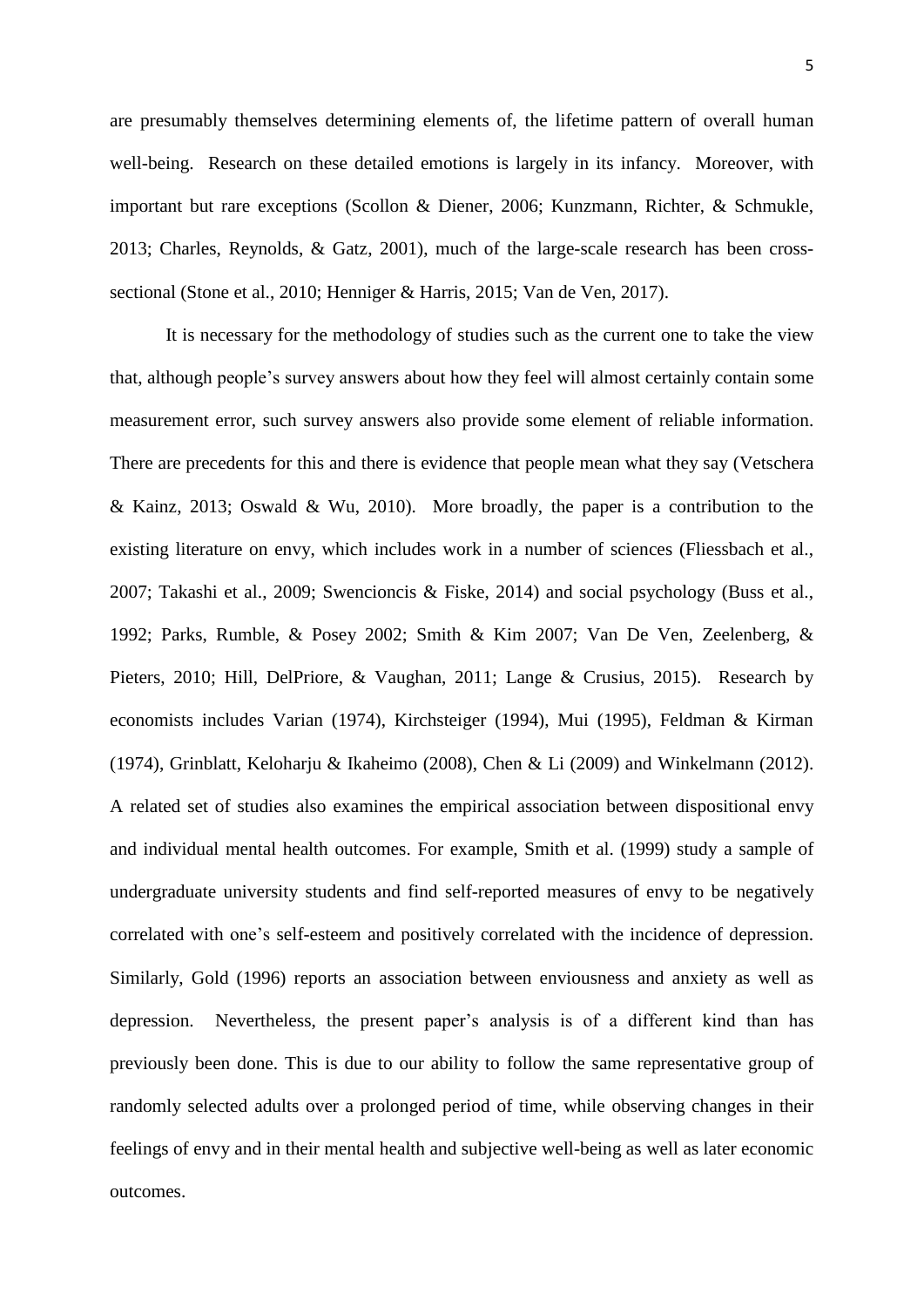are presumably themselves determining elements of, the lifetime pattern of overall human well-being. Research on these detailed emotions is largely in its infancy. Moreover, with important but rare exceptions (Scollon & Diener, 2006; Kunzmann, Richter, & Schmukle, 2013; Charles, Reynolds, & Gatz, 2001), much of the large-scale research has been cross-sectional (Stone et al., 2010; Henniger & Harris, 2015; Van de Ven, 2017).

It is necessary for the methodology of studies such as the current one to take the view that, although people's survey answers about how they feel will almost certainly contain some measurement error, such survey answers also provide some element of reliable information. There are precedents for this and there is evidence that people mean what they say (Vetschera & Kainz, 2013; Oswald & Wu, 2010). More broadly, the paper is a contribution to the existing literature on envy, which includes work in a number of sciences (Fliessbach et al., 2007; Takashi et al., 2009; Swencioncis & Fiske, 2014) and social psychology (Buss et al., 1992; Parks, Rumble, & Posey 2002; Smith & Kim 2007; Van De Ven, Zeelenberg, & Pieters, 2010; Hill, DelPriore, & Vaughan, 2011; Lange & Crusius, 2015). Research by economists includes Varian (1974), Kirchsteiger (1994), Mui (1995), Feldman & Kirman (1974), Grinblatt, Keloharju & Ikaheimo (2008), Chen & Li (2009) and Winkelmann (2012). A related set of studies also examines the empirical association between dispositional envy and individual mental health outcomes. For example, Smith et al. (1999) study a sample of undergraduate university students and find self-reported measures of envy to be negatively correlated with one's self-esteem and positively correlated with the incidence of depression. Similarly, Gold (1996) reports an association between enviousness and anxiety as well as depression. Nevertheless, the present paper's analysis is of a different kind than has previously been done. This is due to our ability to follow the same representative group of randomly selected adults over a prolonged period of time, while observing changes in their feelings of envy and in their mental health and subjective well-being as well as later economic outcomes.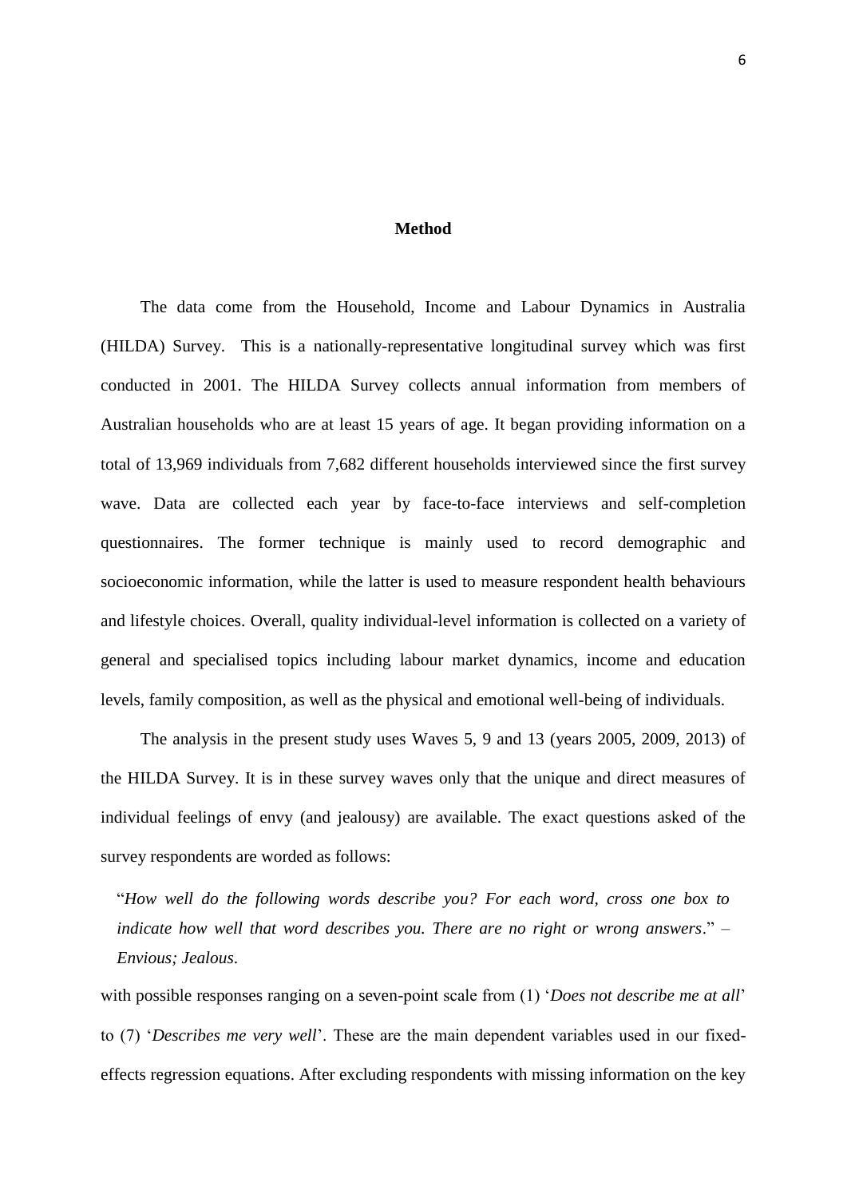## Method

The data come from the Household, Income and Labour Dynamics in Australia (HILDA) Survey. This is a nationally-representative longitudinal survey which was first conducted in 2001. The HILDA Survey collects annual information from members of Australian households who are at least 15 years of age. It began providing information on a total of 13,969 individuals from 7,682 different households interviewed since the first survey wave. Data are collected each year by face-to-face interviews and self-completion questionnaires. The former technique is mainly used to record demographic and socioeconomic information, while the latter is used to measure respondent health behaviours and lifestyle choices. Overall, quality individual-level information is collected on a variety of general and specialised topics including labour market dynamics, income and education levels, family composition, as well as the physical and emotional well-being of individuals.

The analysis in the present study uses Waves 5, 9 and 13 (years 2005, 2009, 2013) of the HILDA Survey. It is in these survey waves only that the unique and direct measures of individual feelings of envy (and jealousy) are available. The exact questions asked of the survey respondents are worded as follows:

> "*How well do the following words describe you? For each word, cross one box to indicate how well that word describes you. There are no right or wrong answers*." – *Envious; Jealous*.

with possible responses ranging on a seven-point scale from (1) '*Does not describe me at all*' to (7) '*Describes me very well*'. These are the main dependent variables used in our fixed-effects regression equations. After excluding respondents with missing information on the key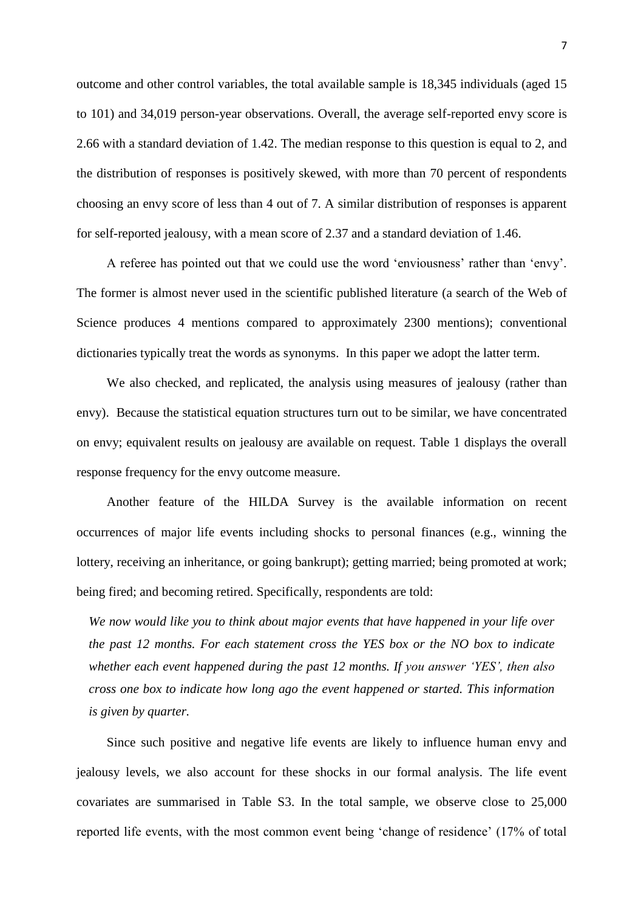outcome and other control variables, the total available sample is 18,345 individuals (aged 15 to 101) and 34,019 person-year observations. Overall, the average self-reported envy score is 2.66 with a standard deviation of 1.42. The median response to this question is equal to 2, and the distribution of responses is positively skewed, with more than 70 percent of respondents choosing an envy score of less than 4 out of 7. A similar distribution of responses is apparent for self-reported jealousy, with a mean score of 2.37 and a standard deviation of 1.46.

A referee has pointed out that we could use the word 'enviousness' rather than 'envy'. The former is almost never used in the scientific published literature (a search of the Web of Science produces 4 mentions compared to approximately 2300 mentions); conventional dictionaries typically treat the words as synonyms. In this paper we adopt the latter term.

We also checked, and replicated, the analysis using measures of jealousy (rather than envy). Because the statistical equation structures turn out to be similar, we have concentrated on envy; equivalent results on jealousy are available on request. Table 1 displays the overall response frequency for the envy outcome measure.

Another feature of the HILDA Survey is the available information on recent occurrences of major life events including shocks to personal finances (e.g., winning the lottery, receiving an inheritance, or going bankrupt); getting married; being promoted at work; being fired; and becoming retired. Specifically, respondents are told:

> *We now would like you to think about major events that have happened in your life over the past 12 months. For each statement cross the YES box or the NO box to indicate whether each event happened during the past 12 months. If you answer 'YES', then also cross one box to indicate how long ago the event happened or started. This information is given by quarter.*

Since such positive and negative life events are likely to influence human envy and jealousy levels, we also account for these shocks in our formal analysis. The life event covariates are summarised in Table S3. In the total sample, we observe close to 25,000 reported life events, with the most common event being 'change of residence' (17% of total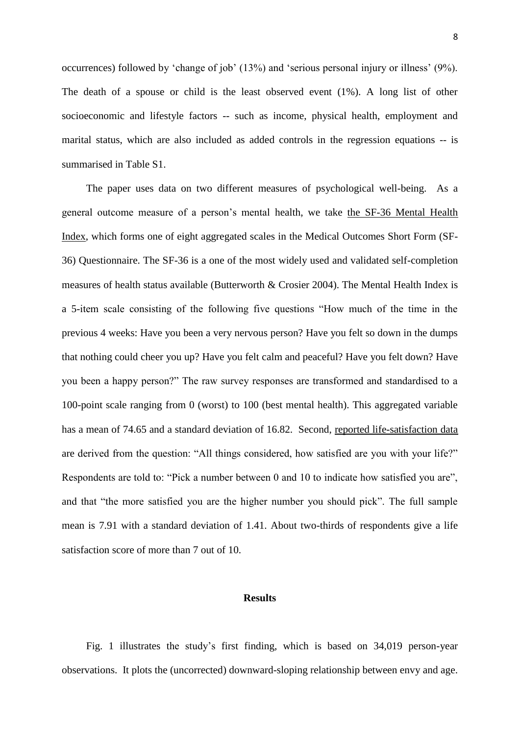occurrences) followed by 'change of job' (13%) and 'serious personal injury or illness' (9%). The death of a spouse or child is the least observed event (1%). A long list of other socioeconomic and lifestyle factors -- such as income, physical health, employment and marital status, which are also included as added controls in the regression equations -- is summarised in Table S1.

The paper uses data on two different measures of psychological well-being. As a general outcome measure of a person's mental health, we take the SF-36 Mental Health Index, which forms one of eight aggregated scales in the Medical Outcomes Short Form (SF-36) Questionnaire. The SF-36 is a one of the most widely used and validated self-completion measures of health status available (Butterworth & Crosier 2004). The Mental Health Index is a 5-item scale consisting of the following five questions "How much of the time in the previous 4 weeks: Have you been a very nervous person? Have you felt so down in the dumps that nothing could cheer you up? Have you felt calm and peaceful? Have you felt down? Have you been a happy person?" The raw survey responses are transformed and standardised to a 100-point scale ranging from 0 (worst) to 100 (best mental health). This aggregated variable has a mean of 74.65 and a standard deviation of 16.82. Second, reported life-satisfaction data are derived from the question: "All things considered, how satisfied are you with your life?" Respondents are told to: "Pick a number between 0 and 10 to indicate how satisfied you are", and that "the more satisfied you are the higher number you should pick". The full sample mean is 7.91 with a standard deviation of 1.41. About two-thirds of respondents give a life satisfaction score of more than 7 out of 10.

## Results

Fig. 1 illustrates the study's first finding, which is based on 34,019 person-year observations. It plots the (uncorrected) downward-sloping relationship between envy and age.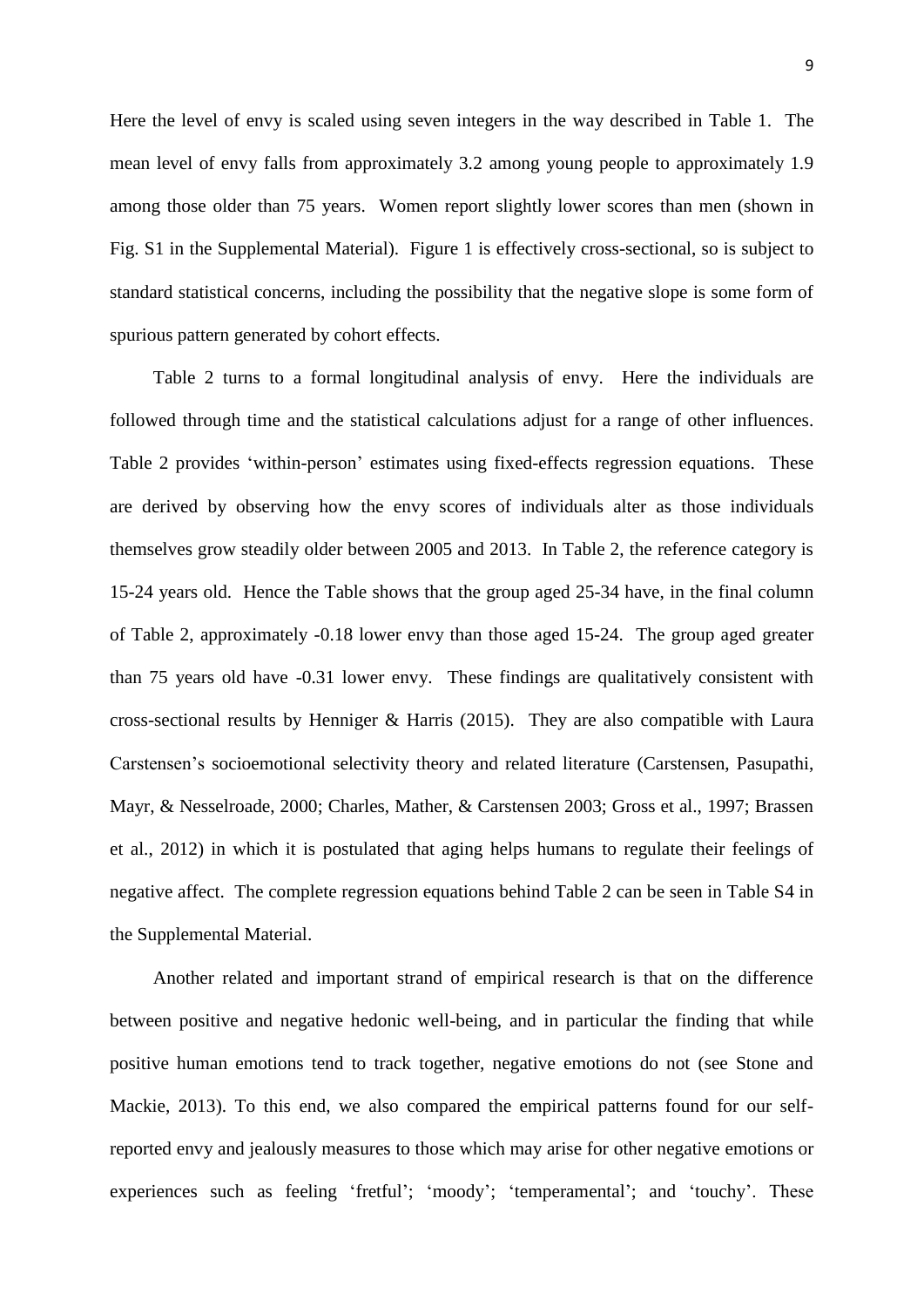Here the level of envy is scaled using seven integers in the way described in Table 1. The mean level of envy falls from approximately 3.2 among young people to approximately 1.9 among those older than 75 years. Women report slightly lower scores than men (shown in Fig. S1 in the Supplemental Material). Figure 1 is effectively cross-sectional, so is subject to standard statistical concerns, including the possibility that the negative slope is some form of spurious pattern generated by cohort effects.

Table 2 turns to a formal longitudinal analysis of envy. Here the individuals are followed through time and the statistical calculations adjust for a range of other influences. Table 2 provides 'within-person' estimates using fixed-effects regression equations. These are derived by observing how the envy scores of individuals alter as those individuals themselves grow steadily older between 2005 and 2013. In Table 2, the reference category is 15-24 years old. Hence the Table shows that the group aged 25-34 have, in the final column of Table 2, approximately -0.18 lower envy than those aged 15-24. The group aged greater than 75 years old have -0.31 lower envy. These findings are qualitatively consistent with cross-sectional results by Henniger & Harris (2015). They are also compatible with Laura Carstensen's socioemotional selectivity theory and related literature (Carstensen, Pasupathi, Mayr, & Nesselroade, 2000; Charles, Mather, & Carstensen 2003; Gross et al., 1997; Brassen et al., 2012) in which it is postulated that aging helps humans to regulate their feelings of negative affect. The complete regression equations behind Table 2 can be seen in Table S4 in the Supplemental Material.

Another related and important strand of empirical research is that on the difference between positive and negative hedonic well-being, and in particular the finding that while positive human emotions tend to track together, negative emotions do not (see Stone and Mackie, 2013). To this end, we also compared the empirical patterns found for our self-reported envy and jealously measures to those which may arise for other negative emotions or experiences such as feeling 'fretful'; 'moody'; 'temperamental'; and 'touchy'. These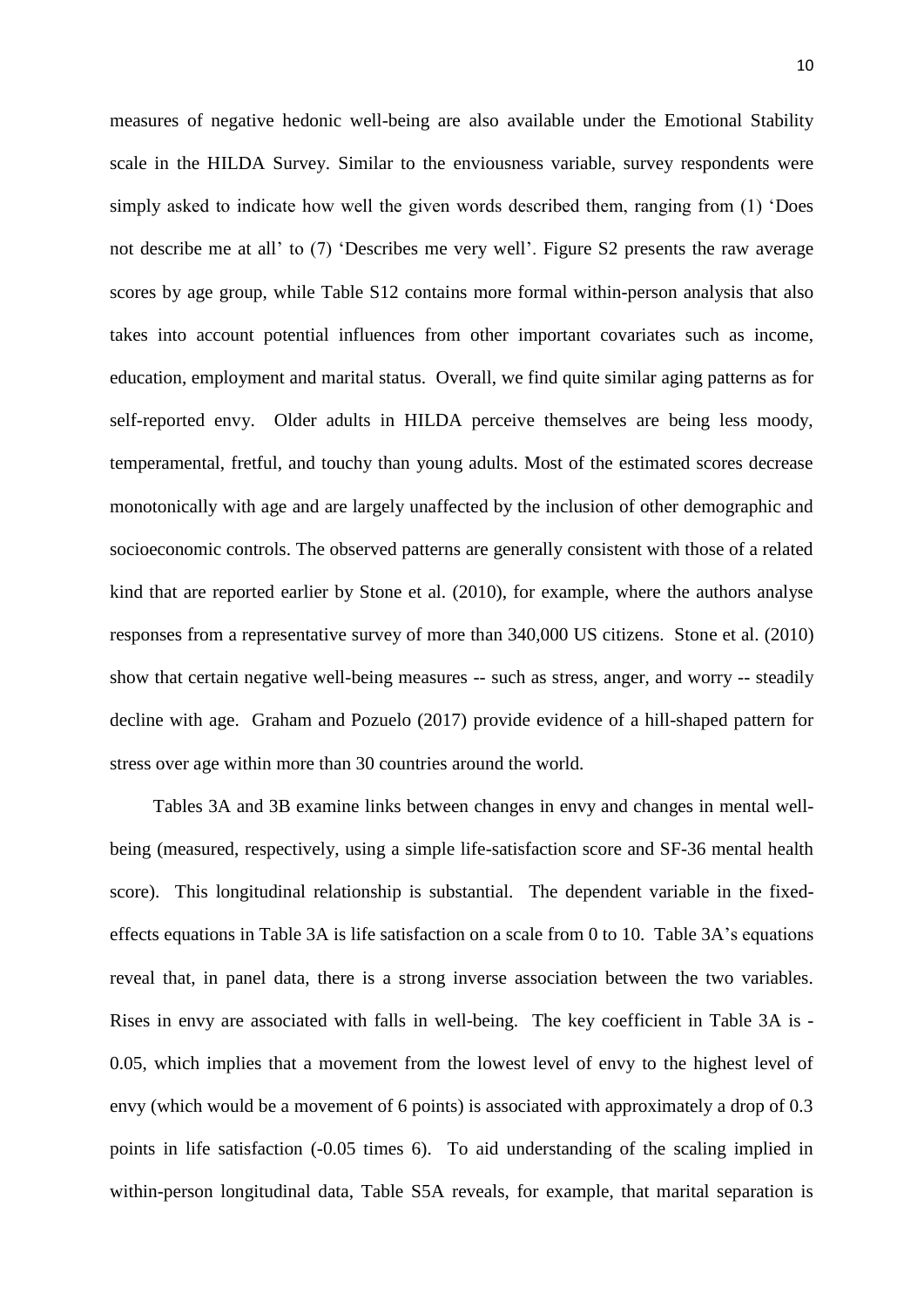measures of negative hedonic well-being are also available under the Emotional Stability scale in the HILDA Survey. Similar to the enviousness variable, survey respondents were simply asked to indicate how well the given words described them, ranging from (1) 'Does not describe me at all' to (7) 'Describes me very well'. Figure S2 presents the raw average scores by age group, while Table S12 contains more formal within-person analysis that also takes into account potential influences from other important covariates such as income, education, employment and marital status. Overall, we find quite similar aging patterns as for self-reported envy. Older adults in HILDA perceive themselves are being less moody, temperamental, fretful, and touchy than young adults. Most of the estimated scores decrease monotonically with age and are largely unaffected by the inclusion of other demographic and socioeconomic controls. The observed patterns are generally consistent with those of a related kind that are reported earlier by Stone et al. (2010), for example, where the authors analyse responses from a representative survey of more than 340,000 US citizens. Stone et al. (2010) show that certain negative well-being measures -- such as stress, anger, and worry -- steadily decline with age. Graham and Pozuelo (2017) provide evidence of a hill-shaped pattern for stress over age within more than 30 countries around the world.

Tables 3A and 3B examine links between changes in envy and changes in mental well-being (measured, respectively, using a simple life-satisfaction score and SF-36 mental health score). This longitudinal relationship is substantial. The dependent variable in the fixed-effects equations in Table 3A is life satisfaction on a scale from 0 to 10. Table 3A's equations reveal that, in panel data, there is a strong inverse association between the two variables. Rises in envy are associated with falls in well-being. The key coefficient in Table 3A is -0.05, which implies that a movement from the lowest level of envy to the highest level of envy (which would be a movement of 6 points) is associated with approximately a drop of 0.3 points in life satisfaction (-0.05 times 6). To aid understanding of the scaling implied in within-person longitudinal data, Table S5A reveals, for example, that marital separation is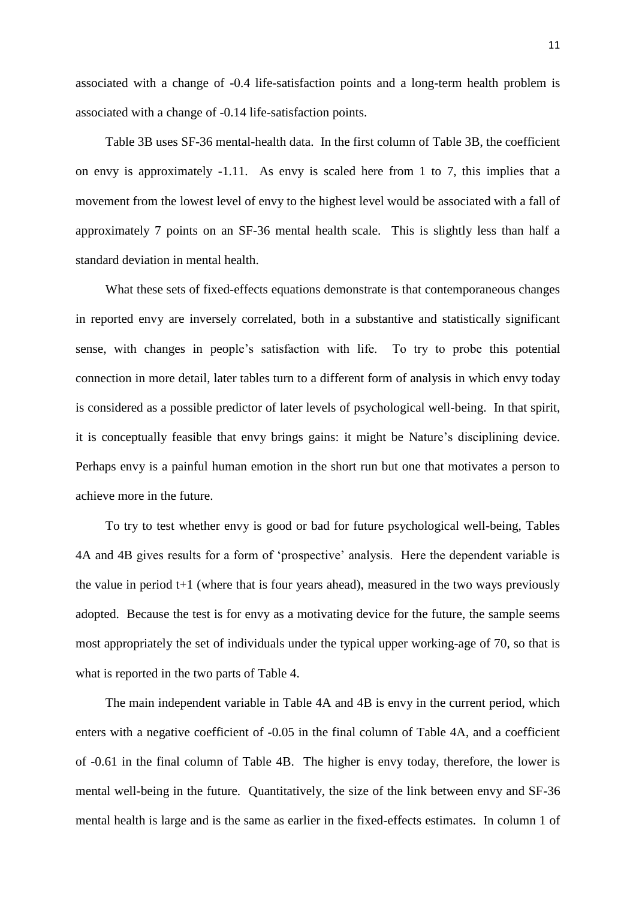associated with a change of -0.4 life-satisfaction points and a long-term health problem is associated with a change of -0.14 life-satisfaction points.

Table 3B uses SF-36 mental-health data. In the first column of Table 3B, the coefficient on envy is approximately -1.11. As envy is scaled here from 1 to 7, this implies that a movement from the lowest level of envy to the highest level would be associated with a fall of approximately 7 points on an SF-36 mental health scale. This is slightly less than half a standard deviation in mental health.

What these sets of fixed-effects equations demonstrate is that contemporaneous changes in reported envy are inversely correlated, both in a substantive and statistically significant sense, with changes in people's satisfaction with life. To try to probe this potential connection in more detail, later tables turn to a different form of analysis in which envy today is considered as a possible predictor of later levels of psychological well-being. In that spirit, it is conceptually feasible that envy brings gains: it might be Nature's disciplining device. Perhaps envy is a painful human emotion in the short run but one that motivates a person to achieve more in the future.

To try to test whether envy is good or bad for future psychological well-being, Tables 4A and 4B gives results for a form of 'prospective' analysis. Here the dependent variable is the value in period t+1 (where that is four years ahead), measured in the two ways previously adopted. Because the test is for envy as a motivating device for the future, the sample seems most appropriately the set of individuals under the typical upper working-age of 70, so that is what is reported in the two parts of Table 4.

The main independent variable in Table 4A and 4B is envy in the current period, which enters with a negative coefficient of -0.05 in the final column of Table 4A, and a coefficient of -0.61 in the final column of Table 4B. The higher is envy today, therefore, the lower is mental well-being in the future. Quantitatively, the size of the link between envy and SF-36 mental health is large and is the same as earlier in the fixed-effects estimates. In column 1 of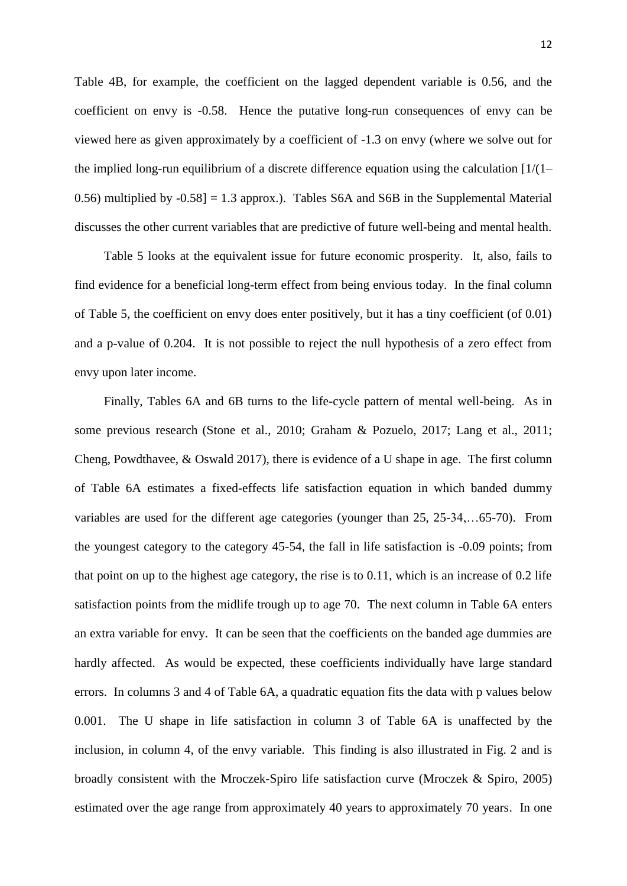Table 4B, for example, the coefficient on the lagged dependent variable is 0.56, and the coefficient on envy is -0.58. Hence the putative long-run consequences of envy can be viewed here as given approximately by a coefficient of -1.3 on envy (where we solve out for the implied long-run equilibrium of a discrete difference equation using the calculation [1/(1–0.56) multiplied by -0.58] = 1.3 approx.). Tables S6A and S6B in the Supplemental Material discusses the other current variables that are predictive of future well-being and mental health.

Table 5 looks at the equivalent issue for future economic prosperity. It, also, fails to find evidence for a beneficial long-term effect from being envious today. In the final column of Table 5, the coefficient on envy does enter positively, but it has a tiny coefficient (of 0.01) and a p-value of 0.204. It is not possible to reject the null hypothesis of a zero effect from envy upon later income.

Finally, Tables 6A and 6B turns to the life-cycle pattern of mental well-being. As in some previous research (Stone et al., 2010; Graham & Pozuelo, 2017; Lang et al., 2011; Cheng, Powdthavee, & Oswald 2017), there is evidence of a U shape in age. The first column of Table 6A estimates a fixed-effects life satisfaction equation in which banded dummy variables are used for the different age categories (younger than 25, 25-34,…65-70). From the youngest category to the category 45-54, the fall in life satisfaction is -0.09 points; from that point on up to the highest age category, the rise is to 0.11, which is an increase of 0.2 life satisfaction points from the midlife trough up to age 70. The next column in Table 6A enters an extra variable for envy. It can be seen that the coefficients on the banded age dummies are hardly affected. As would be expected, these coefficients individually have large standard errors. In columns 3 and 4 of Table 6A, a quadratic equation fits the data with p values below 0.001. The U shape in life satisfaction in column 3 of Table 6A is unaffected by the inclusion, in column 4, of the envy variable. This finding is also illustrated in Fig. 2 and is broadly consistent with the Mroczek-Spiro life satisfaction curve (Mroczek & Spiro, 2005) estimated over the age range from approximately 40 years to approximately 70 years. In one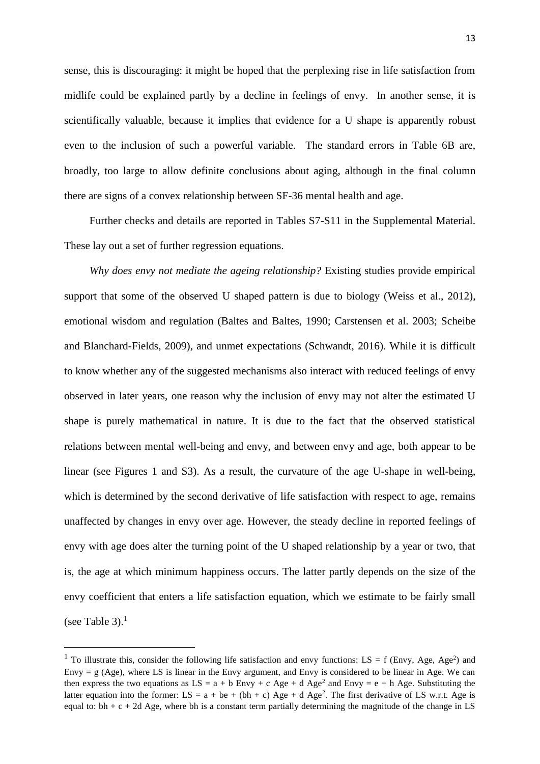sense, this is discouraging: it might be hoped that the perplexing rise in life satisfaction from midlife could be explained partly by a decline in feelings of envy. In another sense, it is scientifically valuable, because it implies that evidence for a U shape is apparently robust even to the inclusion of such a powerful variable. The standard errors in Table 6B are, broadly, too large to allow definite conclusions about aging, although in the final column there are signs of a convex relationship between SF-36 mental health and age.

Further checks and details are reported in Tables S7-S11 in the Supplemental Material. These lay out a set of further regression equations.

*Why does envy not mediate the ageing relationship?* Existing studies provide empirical support that some of the observed U shaped pattern is due to biology (Weiss et al., 2012), emotional wisdom and regulation (Baltes and Baltes, 1990; Carstensen et al. 2003; Scheibe and Blanchard-Fields, 2009), and unmet expectations (Schwandt, 2016). While it is difficult to know whether any of the suggested mechanisms also interact with reduced feelings of envy observed in later years, one reason why the inclusion of envy may not alter the estimated U shape is purely mathematical in nature. It is due to the fact that the observed statistical relations between mental well-being and envy, and between envy and age, both appear to be linear (see Figures 1 and S3). As a result, the curvature of the age U-shape in well-being, which is determined by the second derivative of life satisfaction with respect to age, remains unaffected by changes in envy over age. However, the steady decline in reported feelings of envy with age does alter the turning point of the U shaped relationship by a year or two, that is, the age at which minimum happiness occurs. The latter partly depends on the size of the envy coefficient that enters a life satisfaction equation, which we estimate to be fairly small (see Table 3).[1]

[1] To illustrate this, consider the following life satisfaction and envy functions: LS = f (Envy, Age, $Age^2$) and Envy = g (Age), where LS is linear in the Envy argument, and Envy is considered to be linear in Age. We can then express the two equations as $LS = a + b\ Envy + c\ Age + d\ Age^2$ and $Envy = e + h\ Age$. Substituting the latter equation into the former: $LS = a + be + (bh + c)\ Age + d\ Age^2$. The first derivative of LS w.r.t. Age is equal to: $bh + c + 2d\ Age$, where bh is a constant term partially determining the magnitude of the change in LS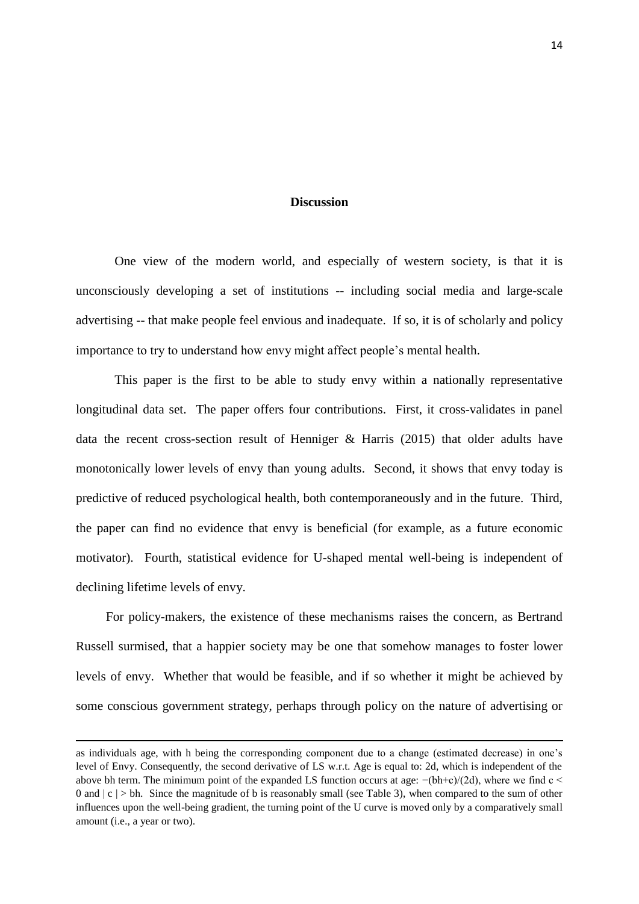## Discussion

One view of the modern world, and especially of western society, is that it is unconsciously developing a set of institutions -- including social media and large-scale advertising -- that make people feel envious and inadequate. If so, it is of scholarly and policy importance to try to understand how envy might affect people's mental health.

This paper is the first to be able to study envy within a nationally representative longitudinal data set. The paper offers four contributions. First, it cross-validates in panel data the recent cross-section result of Henniger & Harris (2015) that older adults have monotonically lower levels of envy than young adults. Second, it shows that envy today is predictive of reduced psychological health, both contemporaneously and in the future. Third, the paper can find no evidence that envy is beneficial (for example, as a future economic motivator). Fourth, statistical evidence for U-shaped mental well-being is independent of declining lifetime levels of envy.

For policy-makers, the existence of these mechanisms raises the concern, as Bertrand Russell surmised, that a happier society may be one that somehow manages to foster lower levels of envy. Whether that would be feasible, and if so whether it might be achieved by some conscious government strategy, perhaps through policy on the nature of advertising or

---

as individuals age, with h being the corresponding component due to a change (estimated decrease) in one's level of Envy. Consequently, the second derivative of LS w.r.t. Age is equal to: $2d$, which is independent of the above $bh$ term. The minimum point of the expanded LS function occurs at age: $-(bh+c)/(2d)$, where we find $c < 0$ and $|c| > bh$. Since the magnitude of b is reasonably small (see Table 3), when compared to the sum of other influences upon the well-being gradient, the turning point of the U curve is moved only by a comparatively small amount (i.e., a year or two).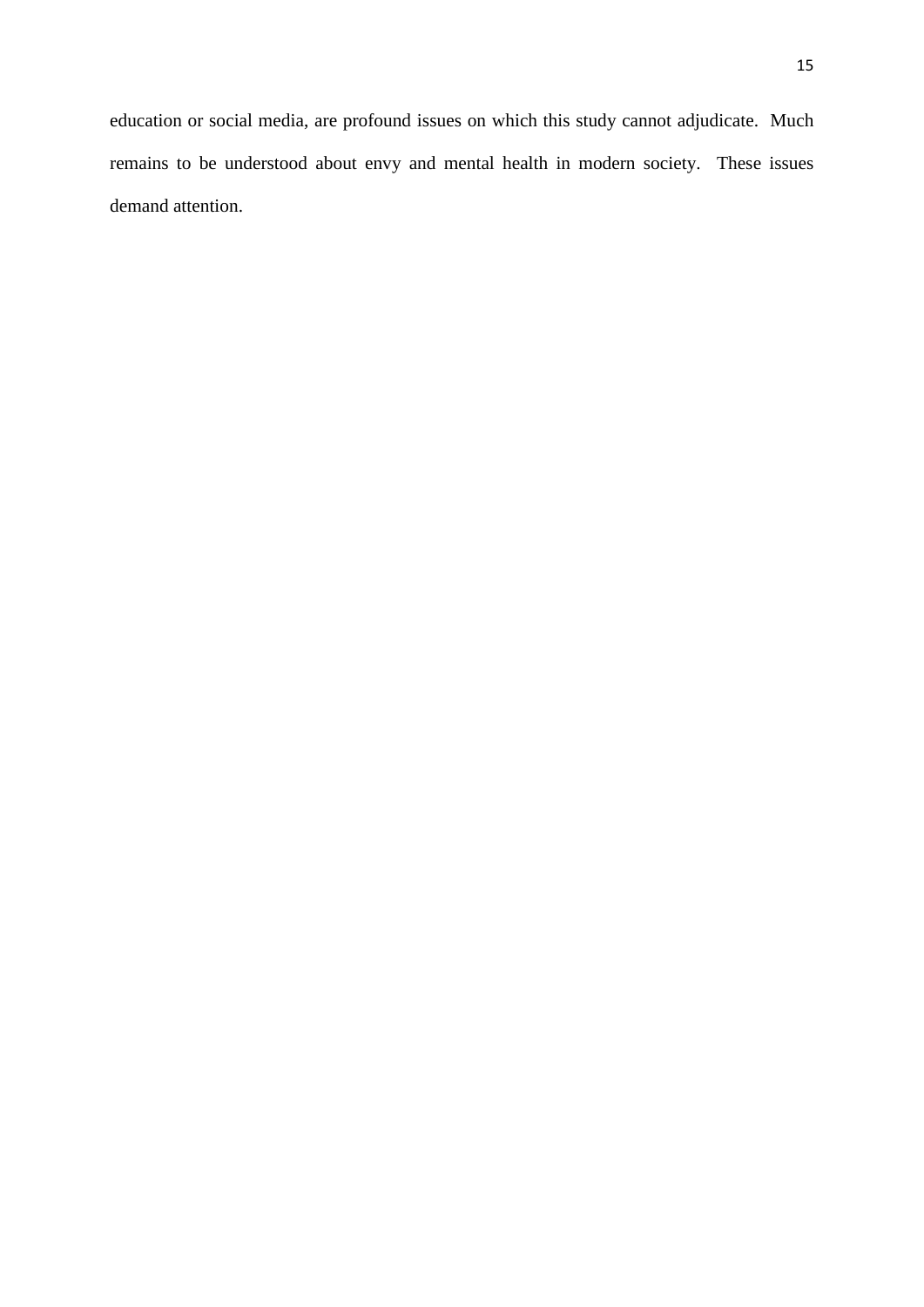education or social media, are profound issues on which this study cannot adjudicate. Much remains to be understood about envy and mental health in modern society. These issues demand attention.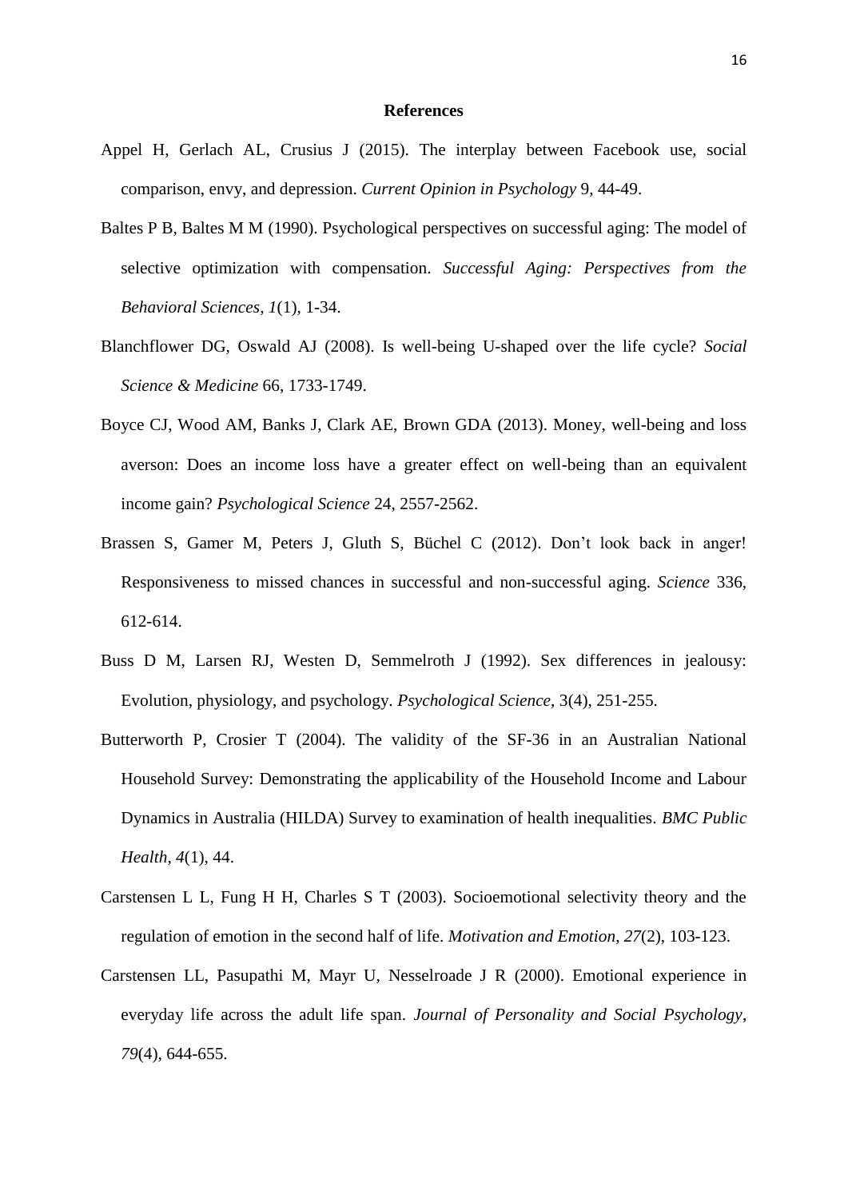# References

Appel H, Gerlach AL, Crusius J (2015). The interplay between Facebook use, social comparison, envy, and depression. *Current Opinion in Psychology* 9, 44-49.

Baltes P B, Baltes M M (1990). Psychological perspectives on successful aging: The model of selective optimization with compensation. *Successful Aging: Perspectives from the Behavioral Sciences*, *1*(1), 1-34.

Blanchflower DG, Oswald AJ (2008). Is well-being U-shaped over the life cycle? *Social Science & Medicine* 66, 1733-1749.

Boyce CJ, Wood AM, Banks J, Clark AE, Brown GDA (2013). Money, well-being and loss averson: Does an income loss have a greater effect on well-being than an equivalent income gain? *Psychological Science* 24, 2557-2562.

Brassen S, Gamer M, Peters J, Gluth S, Büchel C (2012). Don't look back in anger! Responsiveness to missed chances in successful and non-successful aging. *Science* 336, 612-614.

Buss D M, Larsen RJ, Westen D, Semmelroth J (1992). Sex differences in jealousy: Evolution, physiology, and psychology. *Psychological Science*, 3(4), 251-255.

Butterworth P, Crosier T (2004). The validity of the SF-36 in an Australian National Household Survey: Demonstrating the applicability of the Household Income and Labour Dynamics in Australia (HILDA) Survey to examination of health inequalities. *BMC Public Health*, *4*(1), 44.

Carstensen L L, Fung H H, Charles S T (2003). Socioemotional selectivity theory and the regulation of emotion in the second half of life. *Motivation and Emotion*, *27*(2), 103-123.

Carstensen LL, Pasupathi M, Mayr U, Nesselroade J R (2000). Emotional experience in everyday life across the adult life span. *Journal of Personality and Social Psychology*, *79*(4), 644-655.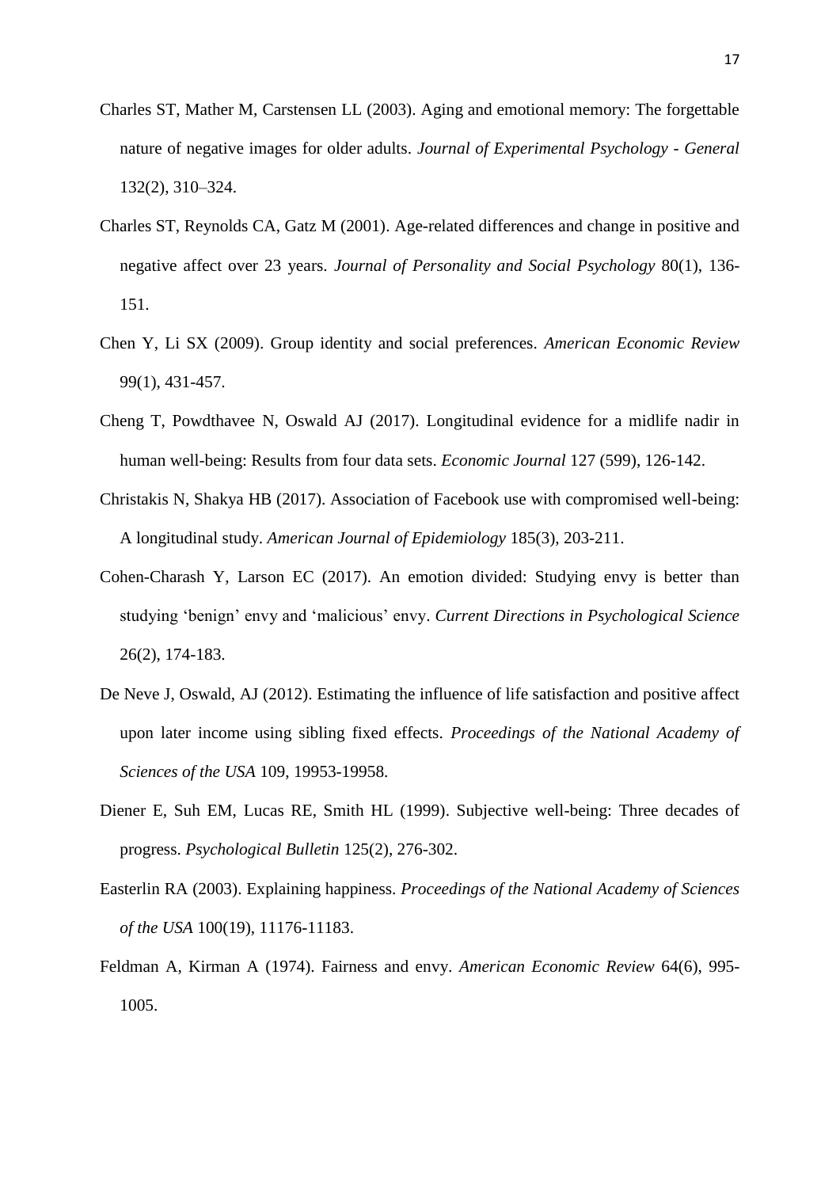Charles ST, Mather M, Carstensen LL (2003). Aging and emotional memory: The forgettable nature of negative images for older adults. *Journal of Experimental Psychology - General* 132(2), 310–324.

Charles ST, Reynolds CA, Gatz M (2001). Age-related differences and change in positive and negative affect over 23 years. *Journal of Personality and Social Psychology* 80(1), 136-151.

Chen Y, Li SX (2009). Group identity and social preferences. *American Economic Review* 99(1), 431-457.

Cheng T, Powdthavee N, Oswald AJ (2017). Longitudinal evidence for a midlife nadir in human well-being: Results from four data sets. *Economic Journal* 127 (599), 126-142.

Christakis N, Shakya HB (2017). Association of Facebook use with compromised well-being: A longitudinal study. *American Journal of Epidemiology* 185(3), 203-211.

Cohen-Charash Y, Larson EC (2017). An emotion divided: Studying envy is better than studying 'benign' envy and 'malicious' envy. *Current Directions in Psychological Science* 26(2), 174-183.

De Neve J, Oswald, AJ (2012). Estimating the influence of life satisfaction and positive affect upon later income using sibling fixed effects. *Proceedings of the National Academy of Sciences of the USA* 109, 19953-19958.

Diener E, Suh EM, Lucas RE, Smith HL (1999). Subjective well-being: Three decades of progress. *Psychological Bulletin* 125(2), 276-302.

Easterlin RA (2003). Explaining happiness. *Proceedings of the National Academy of Sciences of the USA* 100(19), 11176-11183.

Feldman A, Kirman A (1974). Fairness and envy. *American Economic Review* 64(6), 995-1005.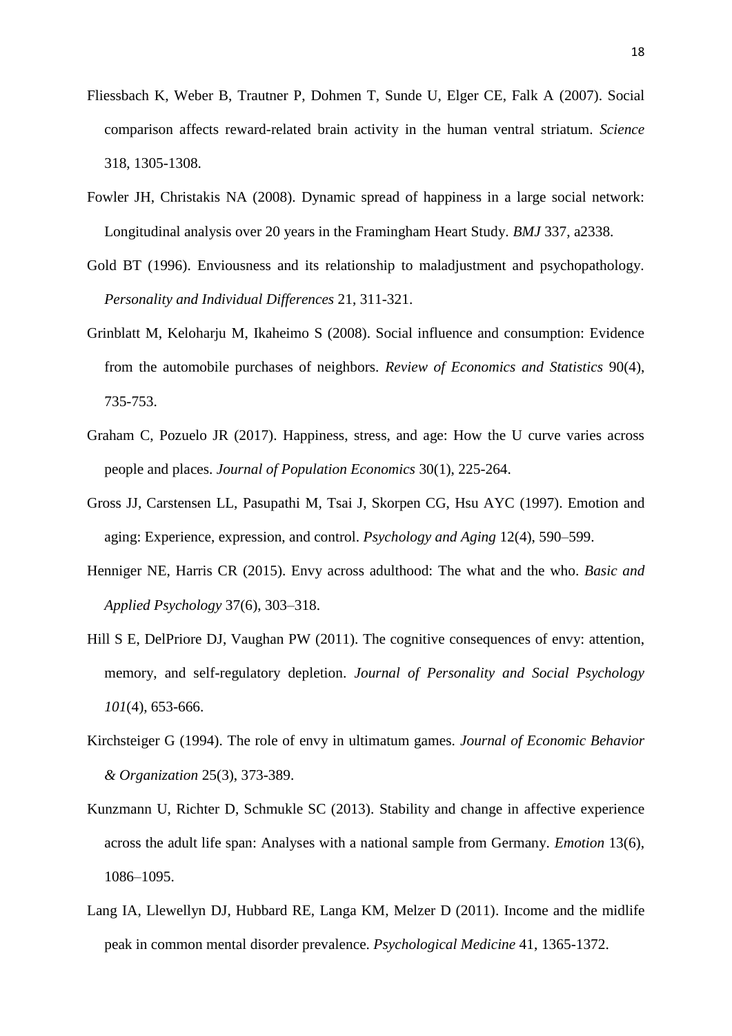Fliessbach K, Weber B, Trautner P, Dohmen T, Sunde U, Elger CE, Falk A (2007). Social comparison affects reward-related brain activity in the human ventral striatum. *Science* 318, 1305-1308.

Fowler JH, Christakis NA (2008). Dynamic spread of happiness in a large social network: Longitudinal analysis over 20 years in the Framingham Heart Study. *BMJ* 337, a2338.

Gold BT (1996). Enviousness and its relationship to maladjustment and psychopathology. *Personality and Individual Differences* 21, 311-321.

Grinblatt M, Keloharju M, Ikaheimo S (2008). Social influence and consumption: Evidence from the automobile purchases of neighbors. *Review of Economics and Statistics* 90(4), 735-753.

Graham C, Pozuelo JR (2017). Happiness, stress, and age: How the U curve varies across people and places. *Journal of Population Economics* 30(1), 225-264.

Gross JJ, Carstensen LL, Pasupathi M, Tsai J, Skorpen CG, Hsu AYC (1997). Emotion and aging: Experience, expression, and control. *Psychology and Aging* 12(4), 590–599.

Henniger NE, Harris CR (2015). Envy across adulthood: The what and the who. *Basic and Applied Psychology* 37(6), 303–318.

Hill S E, DelPriore DJ, Vaughan PW (2011). The cognitive consequences of envy: attention, memory, and self-regulatory depletion. *Journal of Personality and Social Psychology 101*(4), 653-666.

Kirchsteiger G (1994). The role of envy in ultimatum games. *Journal of Economic Behavior & Organization* 25(3), 373-389.

Kunzmann U, Richter D, Schmukle SC (2013). Stability and change in affective experience across the adult life span: Analyses with a national sample from Germany. *Emotion* 13(6), 1086–1095.

Lang IA, Llewellyn DJ, Hubbard RE, Langa KM, Melzer D (2011). Income and the midlife peak in common mental disorder prevalence. *Psychological Medicine* 41, 1365-1372.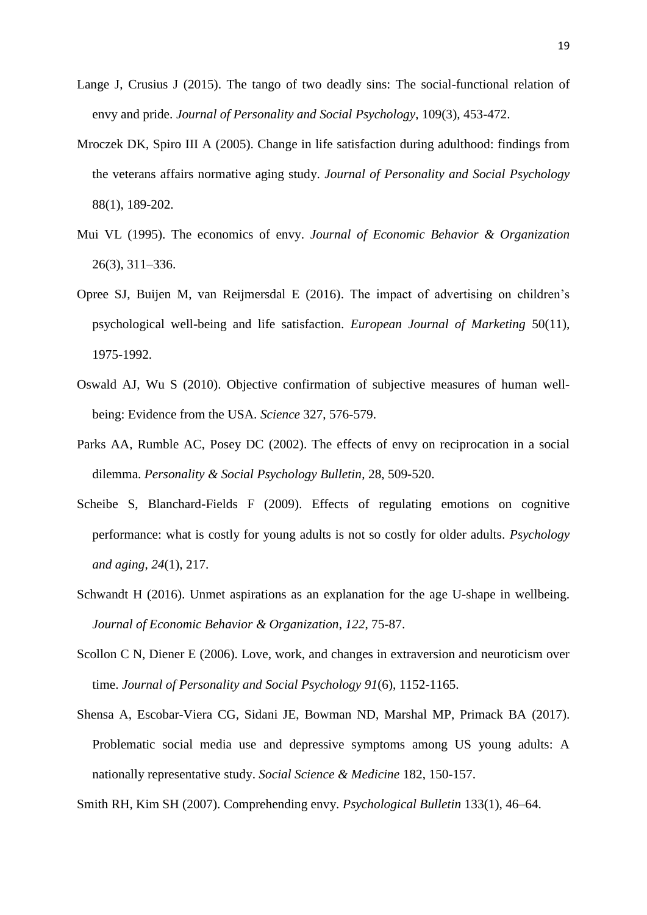Lange J, Crusius J (2015). The tango of two deadly sins: The social-functional relation of envy and pride. *Journal of Personality and Social Psychology*, 109(3), 453-472.

Mroczek DK, Spiro III A (2005). Change in life satisfaction during adulthood: findings from the veterans affairs normative aging study. *Journal of Personality and Social Psychology* 88(1), 189-202.

Mui VL (1995). The economics of envy. *Journal of Economic Behavior & Organization* 26(3), 311–336.

Opree SJ, Buijen M, van Reijmersdal E (2016). The impact of advertising on children's psychological well-being and life satisfaction. *European Journal of Marketing* 50(11), 1975-1992.

Oswald AJ, Wu S (2010). Objective confirmation of subjective measures of human well-being: Evidence from the USA. *Science* 327, 576-579.

Parks AA, Rumble AC, Posey DC (2002). The effects of envy on reciprocation in a social dilemma. *Personality & Social Psychology Bulletin*, 28, 509-520.

Scheibe S, Blanchard-Fields F (2009). Effects of regulating emotions on cognitive performance: what is costly for young adults is not so costly for older adults. *Psychology and aging*, *24*(1), 217.

Schwandt H (2016). Unmet aspirations as an explanation for the age U-shape in wellbeing. *Journal of Economic Behavior & Organization*, *122*, 75-87.

Scollon C N, Diener E (2006). Love, work, and changes in extraversion and neuroticism over time. *Journal of Personality and Social Psychology 91*(6), 1152-1165.

Shensa A, Escobar-Viera CG, Sidani JE, Bowman ND, Marshal MP, Primack BA (2017). Problematic social media use and depressive symptoms among US young adults: A nationally representative study. *Social Science & Medicine* 182, 150-157.

Smith RH, Kim SH (2007). Comprehending envy. *Psychological Bulletin* 133(1), 46–64.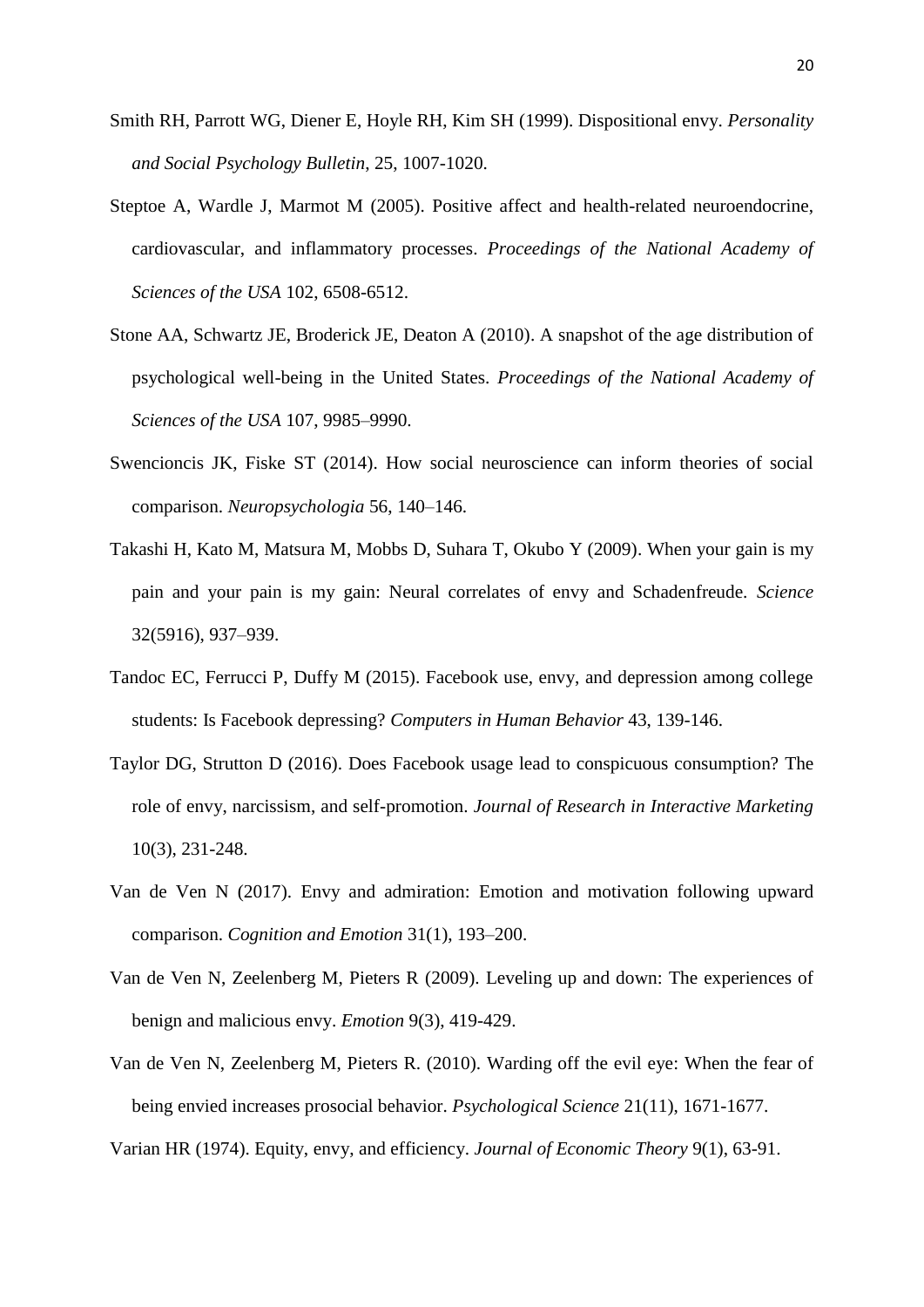Smith RH, Parrott WG, Diener E, Hoyle RH, Kim SH (1999). Dispositional envy. *Personality and Social Psychology Bulletin*, 25, 1007-1020.

Steptoe A, Wardle J, Marmot M (2005). Positive affect and health-related neuroendocrine, cardiovascular, and inflammatory processes. *Proceedings of the National Academy of Sciences of the USA* 102, 6508-6512.

Stone AA, Schwartz JE, Broderick JE, Deaton A (2010). A snapshot of the age distribution of psychological well-being in the United States. *Proceedings of the National Academy of Sciences of the USA* 107, 9985–9990.

Swencioncis JK, Fiske ST (2014). How social neuroscience can inform theories of social comparison. *Neuropsychologia* 56, 140–146.

Takashi H, Kato M, Matsura M, Mobbs D, Suhara T, Okubo Y (2009). When your gain is my pain and your pain is my gain: Neural correlates of envy and Schadenfreude. *Science* 32(5916), 937–939.

Tandoc EC, Ferrucci P, Duffy M (2015). Facebook use, envy, and depression among college students: Is Facebook depressing? *Computers in Human Behavior* 43, 139-146.

Taylor DG, Strutton D (2016). Does Facebook usage lead to conspicuous consumption? The role of envy, narcissism, and self-promotion. *Journal of Research in Interactive Marketing* 10(3), 231-248.

Van de Ven N (2017). Envy and admiration: Emotion and motivation following upward comparison. *Cognition and Emotion* 31(1), 193–200.

Van de Ven N, Zeelenberg M, Pieters R (2009). Leveling up and down: The experiences of benign and malicious envy. *Emotion* 9(3), 419-429.

Van de Ven N, Zeelenberg M, Pieters R. (2010). Warding off the evil eye: When the fear of being envied increases prosocial behavior. *Psychological Science* 21(11), 1671-1677.

Varian HR (1974). Equity, envy, and efficiency. *Journal of Economic Theory* 9(1), 63-91.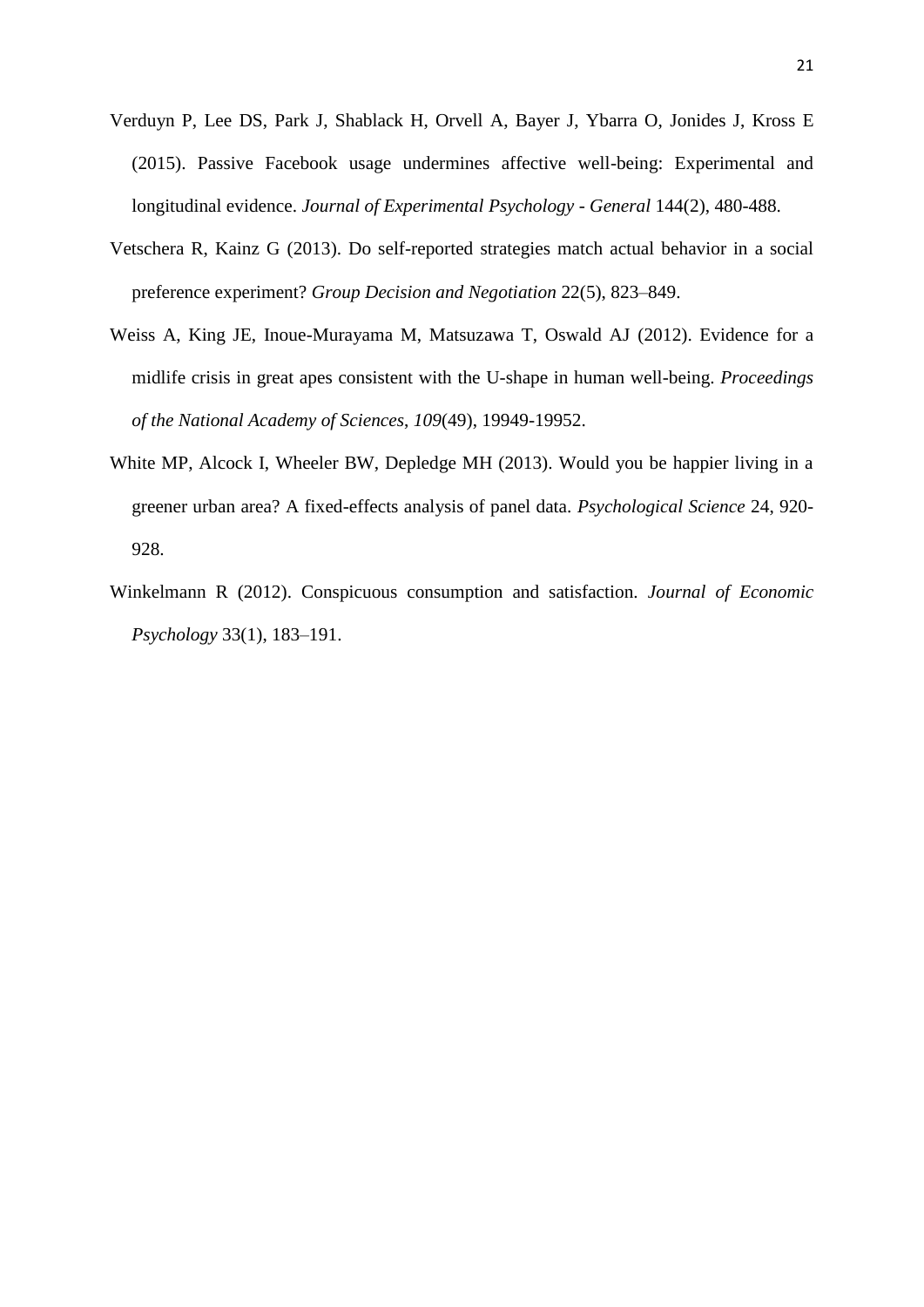Verduyn P, Lee DS, Park J, Shablack H, Orvell A, Bayer J, Ybarra O, Jonides J, Kross E (2015). Passive Facebook usage undermines affective well-being: Experimental and longitudinal evidence. *Journal of Experimental Psychology - General* 144(2), 480-488.

Vetschera R, Kainz G (2013). Do self-reported strategies match actual behavior in a social preference experiment? *Group Decision and Negotiation* 22(5), 823–849.

Weiss A, King JE, Inoue-Murayama M, Matsuzawa T, Oswald AJ (2012). Evidence for a midlife crisis in great apes consistent with the U-shape in human well-being. *Proceedings of the National Academy of Sciences*, *109*(49), 19949-19952.

White MP, Alcock I, Wheeler BW, Depledge MH (2013). Would you be happier living in a greener urban area? A fixed-effects analysis of panel data. *Psychological Science* 24, 920-928.

Winkelmann R (2012). Conspicuous consumption and satisfaction. *Journal of Economic Psychology* 33(1), 183–191.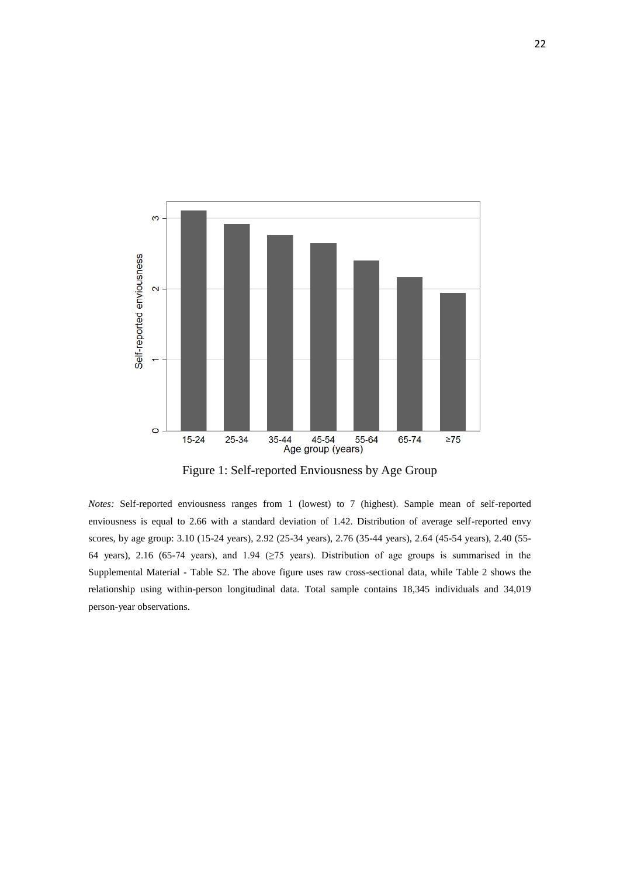Figure 1: Self-reported Enviousness by Age Group

*Notes:* Self-reported enviousness ranges from 1 (lowest) to 7 (highest). Sample mean of self-reported enviousness is equal to 2.66 with a standard deviation of 1.42. Distribution of average self-reported envy scores, by age group: 3.10 (15-24 years), 2.92 (25-34 years), 2.76 (35-44 years), 2.64 (45-54 years), 2.40 (55-64 years), 2.16 (65-74 years), and 1.94 (≥75 years). Distribution of age groups is summarised in the Supplemental Material - Table S2. The above figure uses raw cross-sectional data, while Table 2 shows the relationship using within-person longitudinal data. Total sample contains 18,345 individuals and 34,019 person-year observations.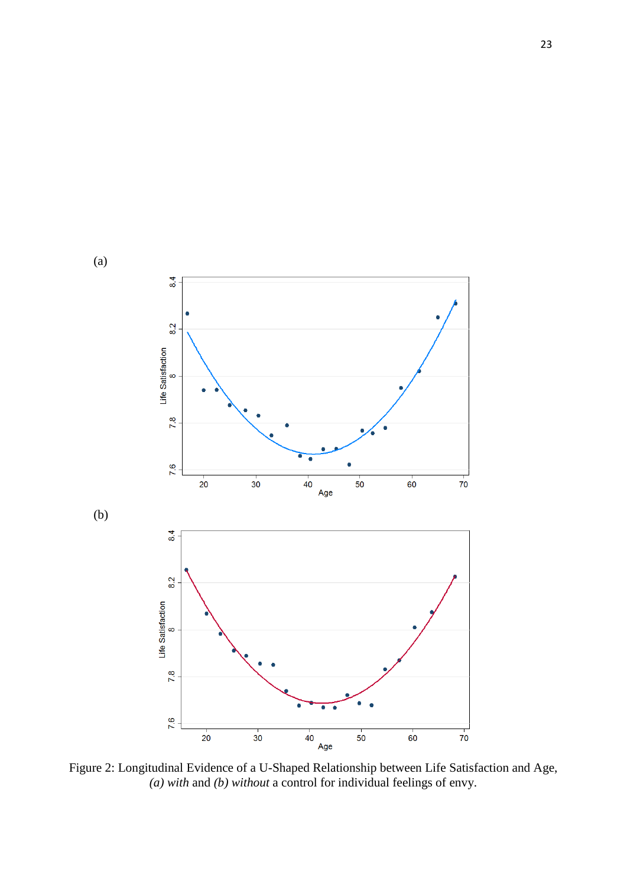(a)

(b)

Figure 2: Longitudinal Evidence of a U-Shaped Relationship between Life Satisfaction and Age, *(a) with* and *(b) without* a control for individual feelings of envy.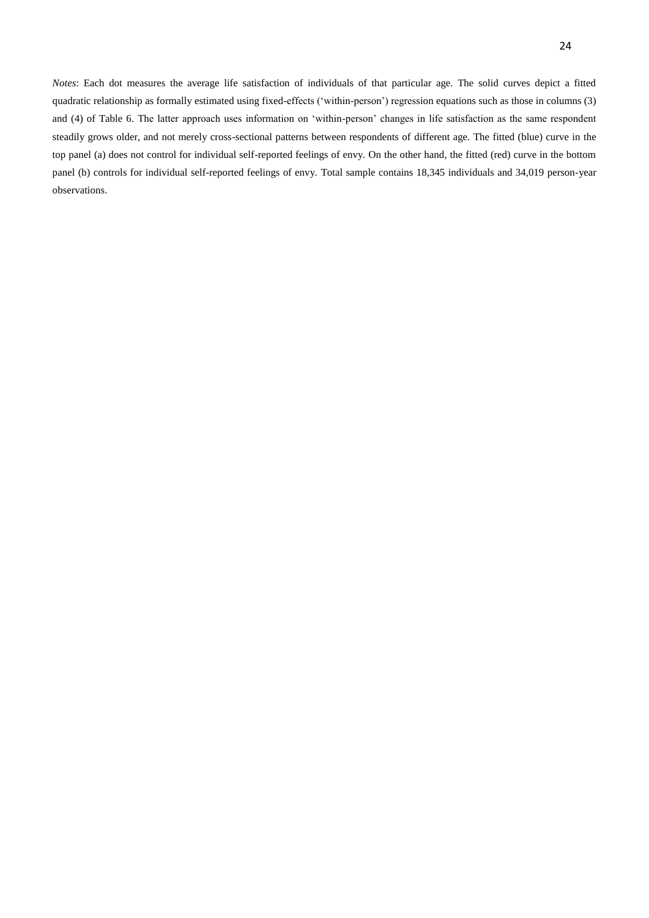*Notes*: Each dot measures the average life satisfaction of individuals of that particular age. The solid curves depict a fitted quadratic relationship as formally estimated using fixed-effects ('within-person') regression equations such as those in columns (3) and (4) of Table 6. The latter approach uses information on 'within-person' changes in life satisfaction as the same respondent steadily grows older, and not merely cross-sectional patterns between respondents of different age. The fitted (blue) curve in the top panel (a) does not control for individual self-reported feelings of envy. On the other hand, the fitted (red) curve in the bottom panel (b) controls for individual self-reported feelings of envy. Total sample contains 18,345 individuals and 34,019 person-year observations.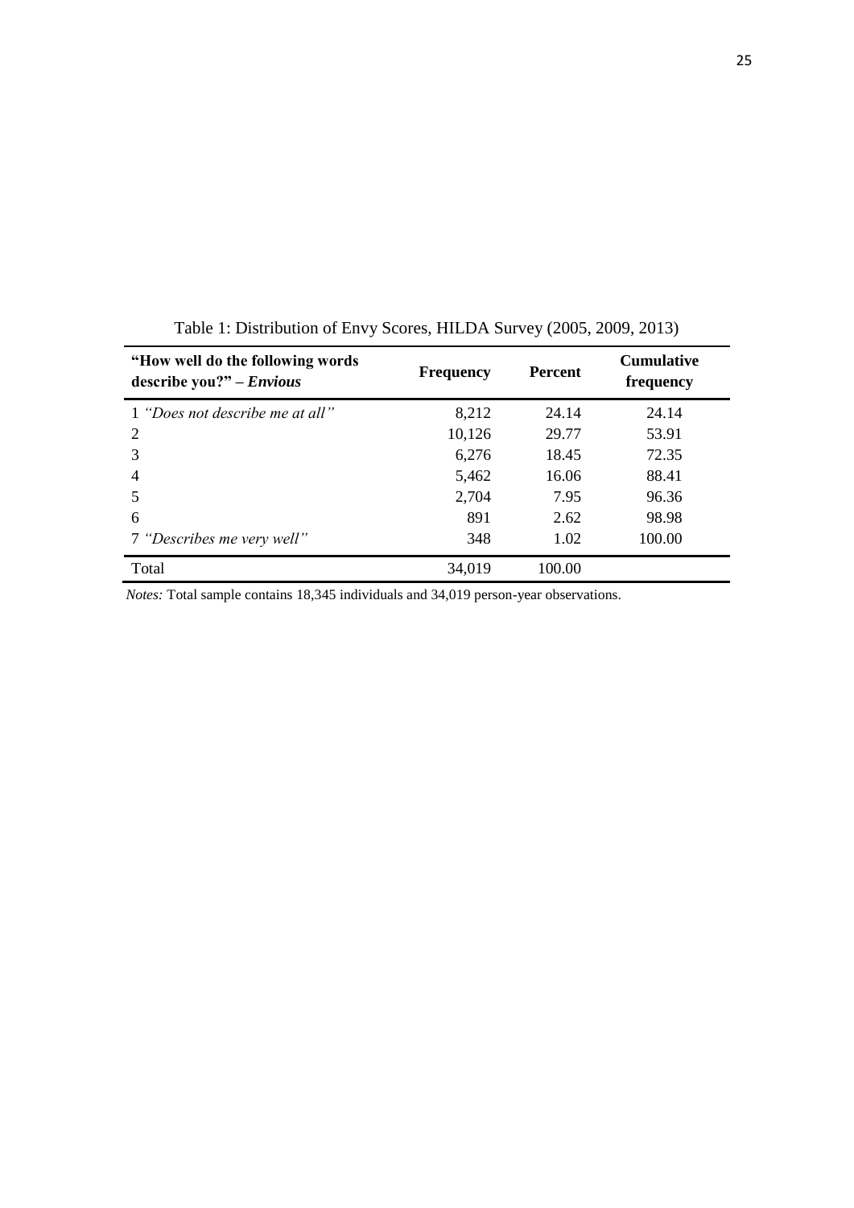Table 1: Distribution of Envy Scores, HILDA Survey (2005, 2009, 2013)

| **"How well do the following words describe you?" – *Envious*** | **Frequency** | **Percent** | **Cumulative frequency** |
|---|---|---|---|
| 1 *"Does not describe me at all"* | 8,212 | 24.14 | 24.14 |
| 2 | 10,126 | 29.77 | 53.91 |
| 3 | 6,276 | 18.45 | 72.35 |
| 4 | 5,462 | 16.06 | 88.41 |
| 5 | 2,704 | 7.95 | 96.36 |
| 6 | 891 | 2.62 | 98.98 |
| 7 *"Describes me very well"* | 348 | 1.02 | 100.00 |
| Total | 34,019 | 100.00 | |

*Notes:* Total sample contains 18,345 individuals and 34,019 person-year observations.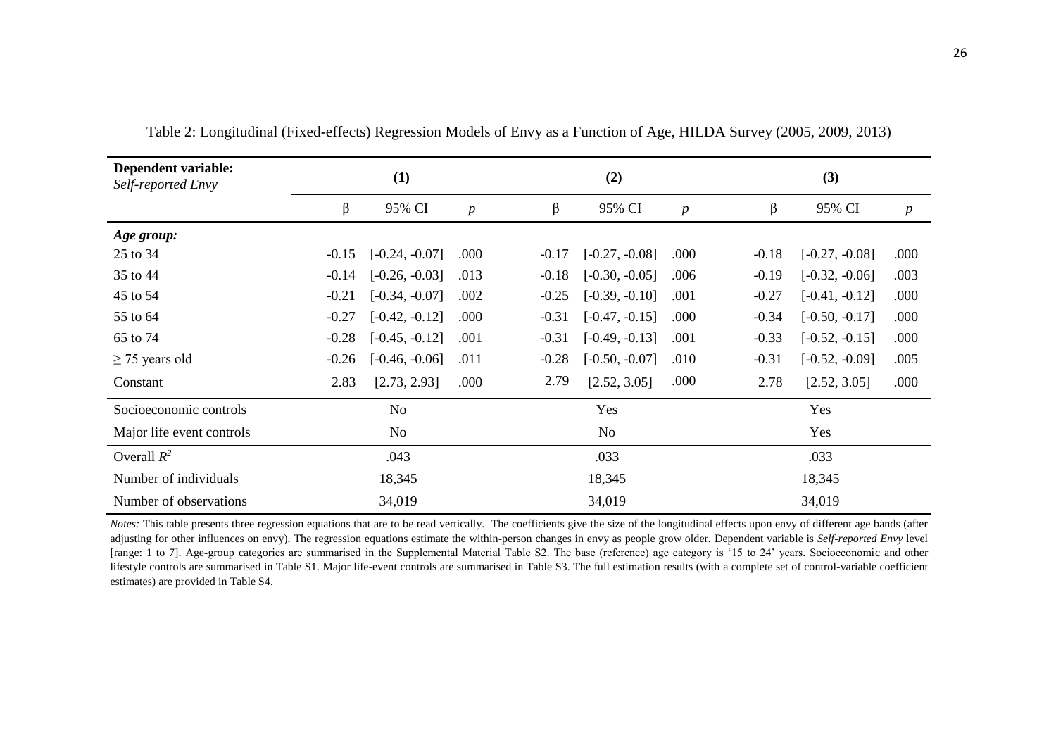Table 2: Longitudinal (Fixed-effects) Regression Models of Envy as a Function of Age, HILDA Survey (2005, 2009, 2013)

| **Dependent variable:** *Self-reported Envy* | **(1)** | | | **(2)** | | | **(3)** | | |
|---|---|---|---|---|---|---|---|---|---|
| | β | 95% CI | *p* | β | 95% CI | *p* | β | 95% CI | *p* |
| ***Age group:*** | | | | | | | | | |
| 25 to 34 | -0.15 | [-0.24, -0.07] | .000 | -0.17 | [-0.27, -0.08] | .000 | -0.18 | [-0.27, -0.08] | .000 |
| 35 to 44 | -0.14 | [-0.26, -0.03] | .013 | -0.18 | [-0.30, -0.05] | .006 | -0.19 | [-0.32, -0.06] | .003 |
| 45 to 54 | -0.21 | [-0.34, -0.07] | .002 | -0.25 | [-0.39, -0.10] | .001 | -0.27 | [-0.41, -0.12] | .000 |
| 55 to 64 | -0.27 | [-0.42, -0.12] | .000 | -0.31 | [-0.47, -0.15] | .000 | -0.34 | [-0.50, -0.17] | .000 |
| 65 to 74 | -0.28 | [-0.45, -0.12] | .001 | -0.31 | [-0.49, -0.13] | .001 | -0.33 | [-0.52, -0.15] | .000 |
| ≥ 75 years old | -0.26 | [-0.46, -0.06] | .011 | -0.28 | [-0.50, -0.07] | .010 | -0.31 | [-0.52, -0.09] | .005 |
| Constant | 2.83 | [2.73, 2.93] | .000 | 2.79 | [2.52, 3.05] | .000 | 2.78 | [2.52, 3.05] | .000 |
| Socioeconomic controls | No | | | Yes | | | Yes | | |
| Major life event controls | No | | | No | | | Yes | | |
| Overall $R^2$ | .043 | | | .033 | | | .033 | | |
| Number of individuals | 18,345 | | | 18,345 | | | 18,345 | | |
| Number of observations | 34,019 | | | 34,019 | | | 34,019 | | |

*Notes:* This table presents three regression equations that are to be read vertically. The coefficients give the size of the longitudinal effects upon envy of different age bands (after adjusting for other influences on envy). The regression equations estimate the within-person changes in envy as people grow older. Dependent variable is *Self-reported Envy* level [range: 1 to 7]. Age-group categories are summarised in the Supplemental Material Table S2. The base (reference) age category is '15 to 24' years. Socioeconomic and other lifestyle controls are summarised in Table S1. Major life-event controls are summarised in Table S3. The full estimation results (with a complete set of control-variable coefficient estimates) are provided in Table S4.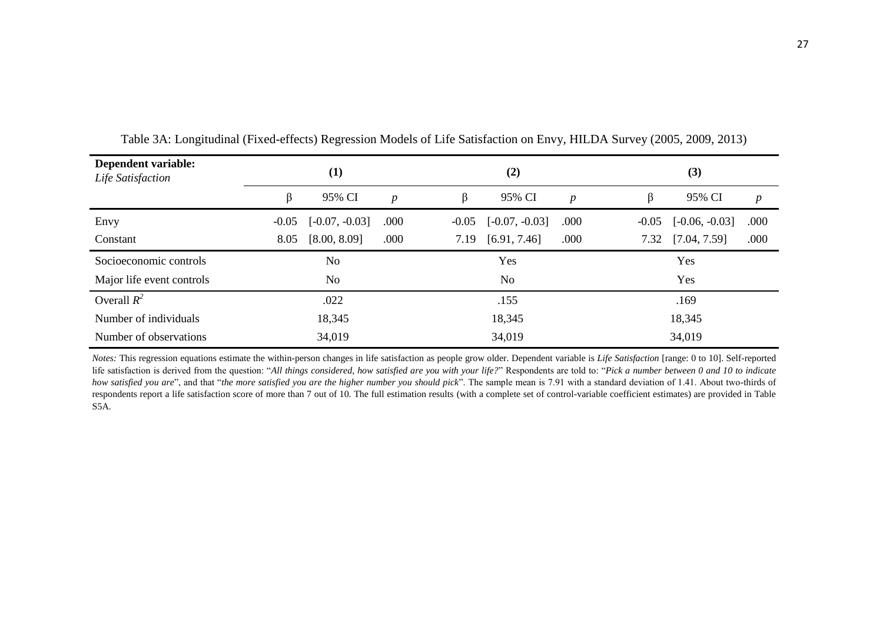Table 3A: Longitudinal (Fixed-effects) Regression Models of Life Satisfaction on Envy, HILDA Survey (2005, 2009, 2013)

| **Dependent variable:** *Life Satisfaction* | **(1)** | | | **(2)** | | | **(3)** | | |
|---|---|---|---|---|---|---|---|---|---|
| | β | 95% CI | *p* | β | 95% CI | *p* | β | 95% CI | *p* |
| Envy | -0.05 | [-0.07, -0.03] | .000 | -0.05 | [-0.07, -0.03] | .000 | -0.05 | [-0.06, -0.03] | .000 |
| Constant | 8.05 | [8.00, 8.09] | .000 | 7.19 | [6.91, 7.46] | .000 | 7.32 | [7.04, 7.59] | .000 |
| Socioeconomic controls | No | | | Yes | | | Yes | | |
| Major life event controls | No | | | No | | | Yes | | |
| Overall $R^2$ | .022 | | | .155 | | | .169 | | |
| Number of individuals | 18,345 | | | 18,345 | | | 18,345 | | |
| Number of observations | 34,019 | | | 34,019 | | | 34,019 | | |

*Notes:* This regression equations estimate the within-person changes in life satisfaction as people grow older. Dependent variable is *Life Satisfaction* [range: 0 to 10]. Self-reported life satisfaction is derived from the question: "*All things considered, how satisfied are you with your life?*" Respondents are told to: "*Pick a number between 0 and 10 to indicate how satisfied you are*", and that "*the more satisfied you are the higher number you should pick*". The sample mean is 7.91 with a standard deviation of 1.41. About two-thirds of respondents report a life satisfaction score of more than 7 out of 10. The full estimation results (with a complete set of control-variable coefficient estimates) are provided in Table S5A.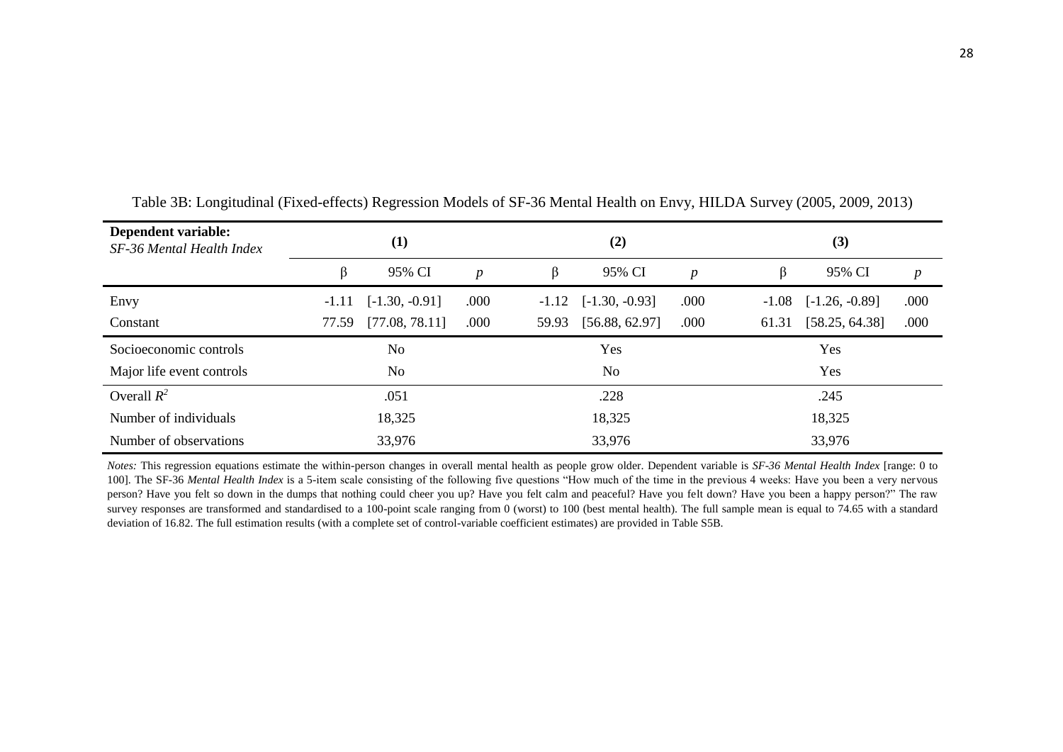Table 3B: Longitudinal (Fixed-effects) Regression Models of SF-36 Mental Health on Envy, HILDA Survey (2005, 2009, 2013)

| **Dependent variable:** *SF-36 Mental Health Index* | **(1)** | | | **(2)** | | | **(3)** | | |
|---|---|---|---|---|---|---|---|---|---|
| | β | 95% CI | *p* | β | 95% CI | *p* | β | 95% CI | *p* |
| Envy | -1.11 | [-1.30, -0.91] | .000 | -1.12 | [-1.30, -0.93] | .000 | -1.08 | [-1.26, -0.89] | .000 |
| Constant | 77.59 | [77.08, 78.11] | .000 | 59.93 | [56.88, 62.97] | .000 | 61.31 | [58.25, 64.38] | .000 |
| Socioeconomic controls | No | | | Yes | | | Yes | | |
| Major life event controls | No | | | No | | | Yes | | |
| Overall $R^2$ | .051 | | | .228 | | | .245 | | |
| Number of individuals | 18,325 | | | 18,325 | | | 18,325 | | |
| Number of observations | 33,976 | | | 33,976 | | | 33,976 | | |

*Notes:* This regression equations estimate the within-person changes in overall mental health as people grow older. Dependent variable is *SF-36 Mental Health Index* [range: 0 to 100]. The SF-36 *Mental Health Index* is a 5-item scale consisting of the following five questions "How much of the time in the previous 4 weeks: Have you been a very nervous person? Have you felt so down in the dumps that nothing could cheer you up? Have you felt calm and peaceful? Have you felt down? Have you been a happy person?" The raw survey responses are transformed and standardised to a 100-point scale ranging from 0 (worst) to 100 (best mental health). The full sample mean is equal to 74.65 with a standard deviation of 16.82. The full estimation results (with a complete set of control-variable coefficient estimates) are provided in Table S5B.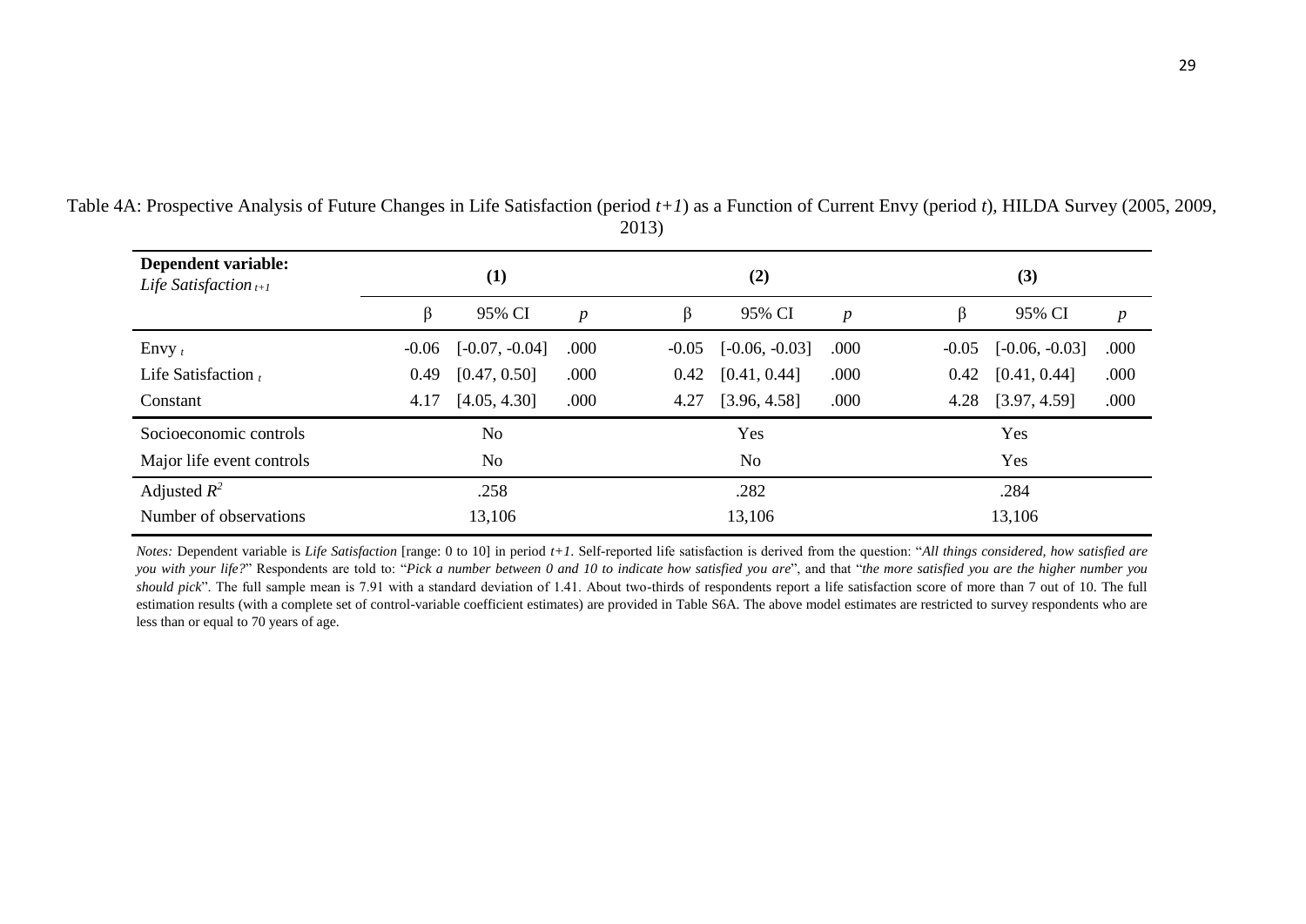Table 4A: Prospective Analysis of Future Changes in Life Satisfaction (period $t+1$) as a Function of Current Envy (period $t$), HILDA Survey (2005, 2009, 2013)

| **Dependent variable:** *Life Satisfaction* $_{t+1}$ | (1) | | | (2) | | | (3) | | |
|---|---|---|---|---|---|---|---|---|---|
| | β | 95% CI | *p* | β | 95% CI | *p* | β | 95% CI | *p* |
| Envy $_t$ | -0.06 | [-0.07, -0.04] | .000 | -0.05 | [-0.06, -0.03] | .000 | -0.05 | [-0.06, -0.03] | .000 |
| Life Satisfaction $_t$ | 0.49 | [0.47, 0.50] | .000 | 0.42 | [0.41, 0.44] | .000 | 0.42 | [0.41, 0.44] | .000 |
| Constant | 4.17 | [4.05, 4.30] | .000 | 4.27 | [3.96, 4.58] | .000 | 4.28 | [3.97, 4.59] | .000 |
| Socioeconomic controls | No | | | Yes | | | Yes | | |
| Major life event controls | No | | | No | | | Yes | | |
| Adjusted $R^2$ | .258 | | | .282 | | | .284 | | |
| Number of observations | 13,106 | | | 13,106 | | | 13,106 | | |

*Notes:* Dependent variable is *Life Satisfaction* [range: 0 to 10] in period $t+1$. Self-reported life satisfaction is derived from the question: "*All things considered, how satisfied are you with your life?*" Respondents are told to: "*Pick a number between 0 and 10 to indicate how satisfied you are*", and that "*the more satisfied you are the higher number you should pick*". The full sample mean is 7.91 with a standard deviation of 1.41. About two-thirds of respondents report a life satisfaction score of more than 7 out of 10. The full estimation results (with a complete set of control-variable coefficient estimates) are provided in Table S6A. The above model estimates are restricted to survey respondents who are less than or equal to 70 years of age.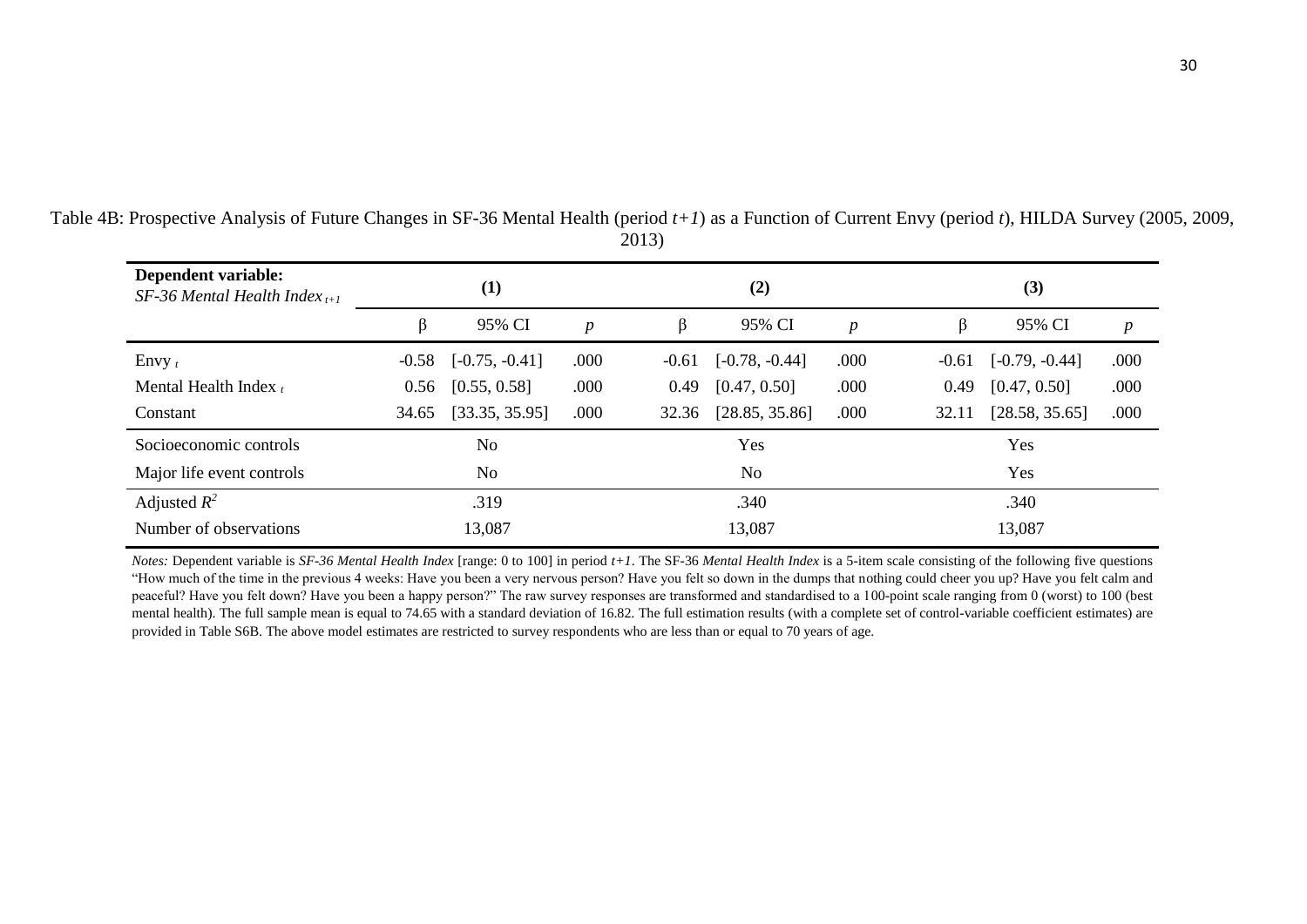Table 4B: Prospective Analysis of Future Changes in SF-36 Mental Health (period $t+1$) as a Function of Current Envy (period $t$), HILDA Survey (2005, 2009, 2013)

| **Dependent variable:** *SF-36 Mental Health Index* $_{t+1}$ | **(1)** | | | **(2)** | | | **(3)** | | |
|---|---|---|---|---|---|---|---|---|---|
| | β | 95% CI | $p$ | β | 95% CI | $p$ | β | 95% CI | $p$ |
| Envy $_t$ | -0.58 | [-0.75, -0.41] | .000 | -0.61 | [-0.78, -0.44] | .000 | -0.61 | [-0.79, -0.44] | .000 |
| Mental Health Index $_t$ | 0.56 | [0.55, 0.58] | .000 | 0.49 | [0.47, 0.50] | .000 | 0.49 | [0.47, 0.50] | .000 |
| Constant | 34.65 | [33.35, 35.95] | .000 | 32.36 | [28.85, 35.86] | .000 | 32.11 | [28.58, 35.65] | .000 |
| Socioeconomic controls | No | | | Yes | | | Yes | | |
| Major life event controls | No | | | No | | | Yes | | |
| Adjusted $R^2$ | .319 | | | .340 | | | .340 | | |
| Number of observations | 13,087 | | | 13,087 | | | 13,087 | | |

*Notes:* Dependent variable is *SF-36 Mental Health Index* [range: 0 to 100] in period $t+1$. The SF-36 *Mental Health Index* is a 5-item scale consisting of the following five questions "How much of the time in the previous 4 weeks: Have you been a very nervous person? Have you felt so down in the dumps that nothing could cheer you up? Have you felt calm and peaceful? Have you felt down? Have you been a happy person?" The raw survey responses are transformed and standardised to a 100-point scale ranging from 0 (worst) to 100 (best mental health). The full sample mean is equal to 74.65 with a standard deviation of 16.82. The full estimation results (with a complete set of control-variable coefficient estimates) are provided in Table S6B. The above model estimates are restricted to survey respondents who are less than or equal to 70 years of age.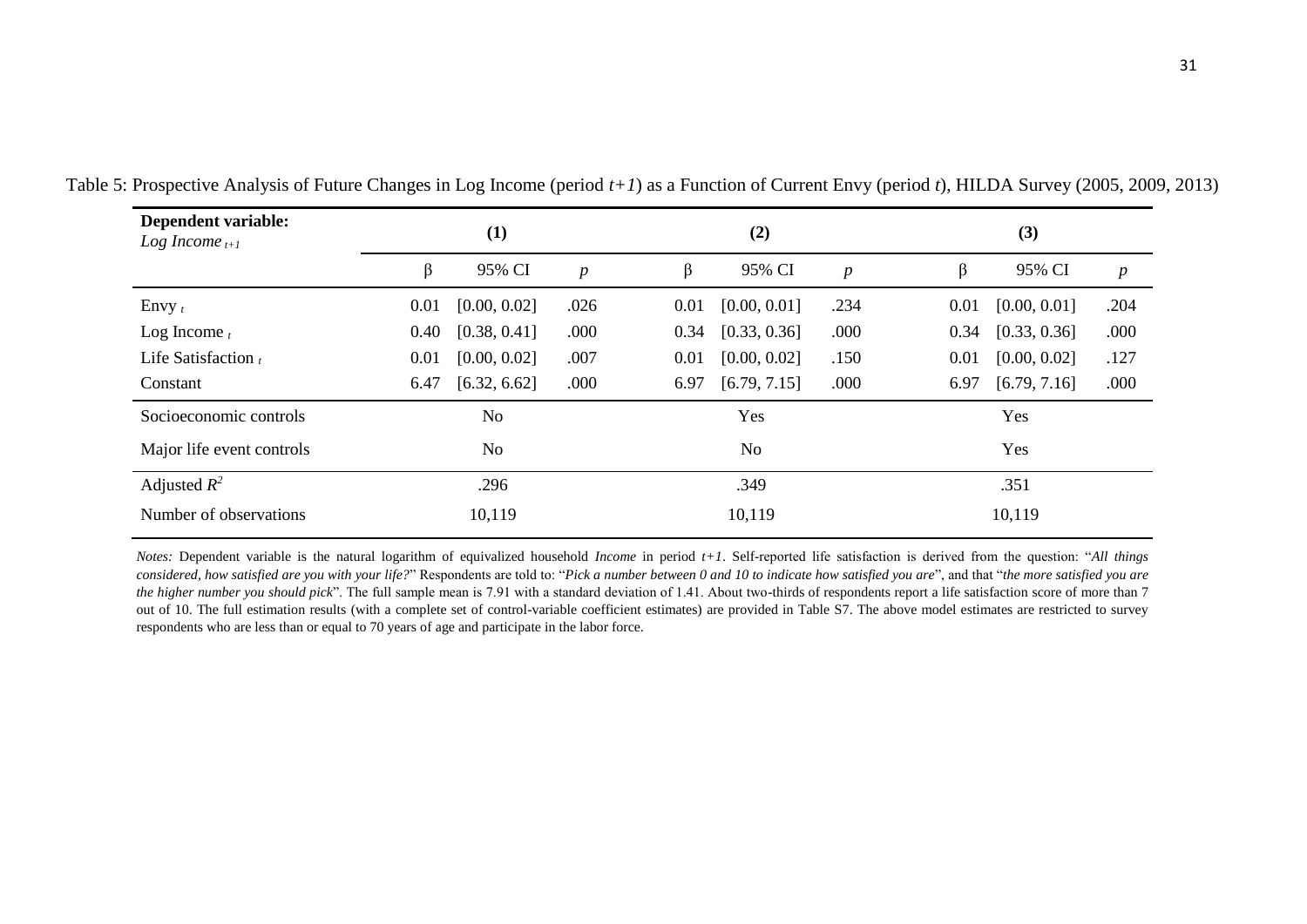Table 5: Prospective Analysis of Future Changes in Log Income (period $t+1$) as a Function of Current Envy (period $t$), HILDA Survey (2005, 2009, 2013)

| **Dependent variable:** *Log Income* $_{t+1}$ | **(1)** | | | **(2)** | | | **(3)** | | |
|---|---|---|---|---|---|---|---|---|---|
| | β | 95% CI | $p$ | β | 95% CI | $p$ | β | 95% CI | $p$ |
| Envy $_t$ | 0.01 | [0.00, 0.02] | .026 | 0.01 | [0.00, 0.01] | .234 | 0.01 | [0.00, 0.01] | .204 |
| Log Income $_t$ | 0.40 | [0.38, 0.41] | .000 | 0.34 | [0.33, 0.36] | .000 | 0.34 | [0.33, 0.36] | .000 |
| Life Satisfaction $_t$ | 0.01 | [0.00, 0.02] | .007 | 0.01 | [0.00, 0.02] | .150 | 0.01 | [0.00, 0.02] | .127 |
| Constant | 6.47 | [6.32, 6.62] | .000 | 6.97 | [6.79, 7.15] | .000 | 6.97 | [6.79, 7.16] | .000 |
| Socioeconomic controls | No | | | Yes | | | Yes | | |
| Major life event controls | No | | | No | | | Yes | | |
| Adjusted $R^2$ | .296 | | | .349 | | | .351 | | |
| Number of observations | 10,119 | | | 10,119 | | | 10,119 | | |

*Notes:* Dependent variable is the natural logarithm of equivalized household *Income* in period $t+1$. Self-reported life satisfaction is derived from the question: "*All things considered, how satisfied are you with your life?*" Respondents are told to: "*Pick a number between 0 and 10 to indicate how satisfied you are*", and that "*the more satisfied you are the higher number you should pick*". The full sample mean is 7.91 with a standard deviation of 1.41. About two-thirds of respondents report a life satisfaction score of more than 7 out of 10. The full estimation results (with a complete set of control-variable coefficient estimates) are provided in Table S7. The above model estimates are restricted to survey respondents who are less than or equal to 70 years of age and participate in the labor force.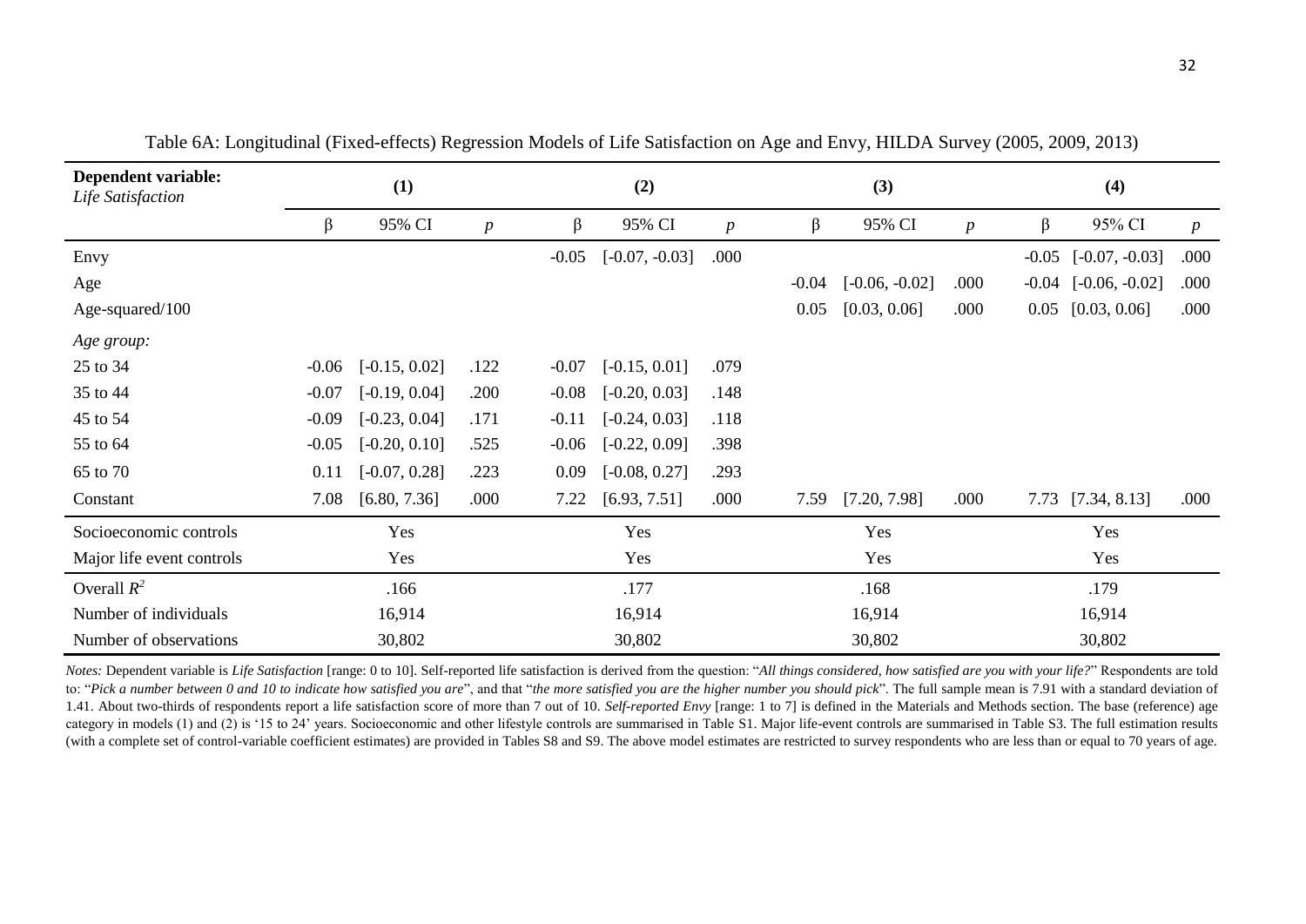Table 6A: Longitudinal (Fixed-effects) Regression Models of Life Satisfaction on Age and Envy, HILDA Survey (2005, 2009, 2013)

| **Dependent variable:** *Life Satisfaction* | **(1)** | | | **(2)** | | | **(3)** | | | **(4)** | | |
|---|---|---|---|---|---|---|---|---|---|---|---|---|
| | β | 95% CI | *p* | β | 95% CI | *p* | β | 95% CI | *p* | β | 95% CI | *p* |
| Envy | | | | -0.05 | [-0.07, -0.03] | .000 | | | | -0.05 | [-0.07, -0.03] | .000 |
| Age | | | | | | | -0.04 | [-0.06, -0.02] | .000 | -0.04 | [-0.06, -0.02] | .000 |
| Age-squared/100 | | | | | | | 0.05 | [0.03, 0.06] | .000 | 0.05 | [0.03, 0.06] | .000 |
| *Age group:* | | | | | | | | | | | | |
| 25 to 34 | -0.06 | [-0.15, 0.02] | .122 | -0.07 | [-0.15, 0.01] | .079 | | | | | | |
| 35 to 44 | -0.07 | [-0.19, 0.04] | .200 | -0.08 | [-0.20, 0.03] | .148 | | | | | | |
| 45 to 54 | -0.09 | [-0.23, 0.04] | .171 | -0.11 | [-0.24, 0.03] | .118 | | | | | | |
| 55 to 64 | -0.05 | [-0.20, 0.10] | .525 | -0.06 | [-0.22, 0.09] | .398 | | | | | | |
| 65 to 70 | 0.11 | [-0.07, 0.28] | .223 | 0.09 | [-0.08, 0.27] | .293 | | | | | | |
| Constant | 7.08 | [6.80, 7.36] | .000 | 7.22 | [6.93, 7.51] | .000 | 7.59 | [7.20, 7.98] | .000 | 7.73 | [7.34, 8.13] | .000 |
| Socioeconomic controls | Yes | | | Yes | | | Yes | | | Yes | | |
| Major life event controls | Yes | | | Yes | | | Yes | | | Yes | | |
| Overall $R^2$ | .166 | | | .177 | | | .168 | | | .179 | | |
| Number of individuals | 16,914 | | | 16,914 | | | 16,914 | | | 16,914 | | |
| Number of observations | 30,802 | | | 30,802 | | | 30,802 | | | 30,802 | | |

*Notes:* Dependent variable is *Life Satisfaction* [range: 0 to 10]. Self-reported life satisfaction is derived from the question: "*All things considered, how satisfied are you with your life?*" Respondents are told to: "*Pick a number between 0 and 10 to indicate how satisfied you are*", and that "*the more satisfied you are the higher number you should pick*". The full sample mean is 7.91 with a standard deviation of 1.41. About two-thirds of respondents report a life satisfaction score of more than 7 out of 10. *Self-reported Envy* [range: 1 to 7] is defined in the Materials and Methods section. The base (reference) age category in models (1) and (2) is '15 to 24' years. Socioeconomic and other lifestyle controls are summarised in Table S1. Major life-event controls are summarised in Table S3. The full estimation results (with a complete set of control-variable coefficient estimates) are provided in Tables S8 and S9. The above model estimates are restricted to survey respondents who are less than or equal to 70 years of age.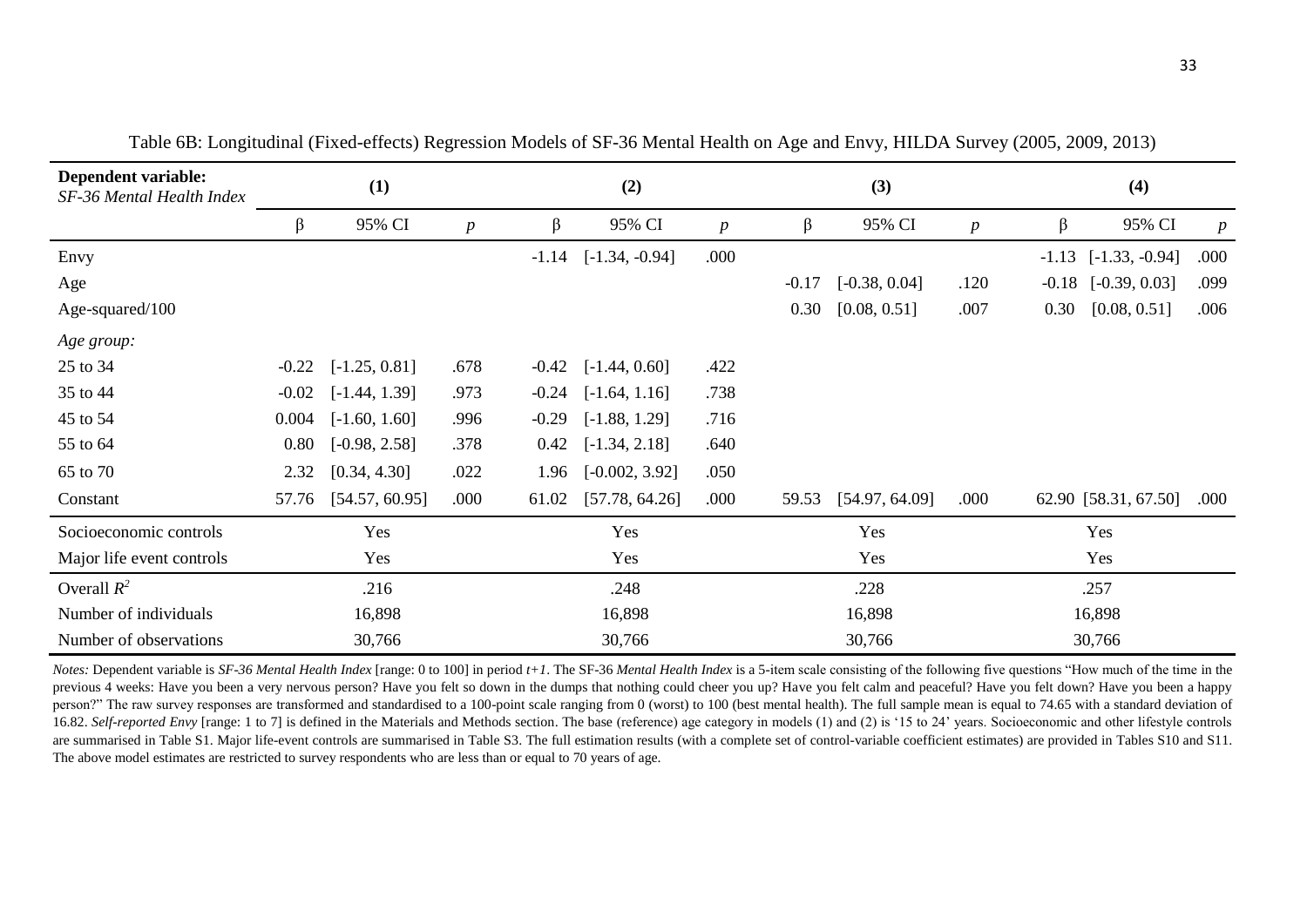Table 6B: Longitudinal (Fixed-effects) Regression Models of SF-36 Mental Health on Age and Envy, HILDA Survey (2005, 2009, 2013)

| **Dependent variable:** *SF-36 Mental Health Index* | **(1)** | | | **(2)** | | | **(3)** | | | **(4)** | | |
|---|---|---|---|---|---|---|---|---|---|---|---|---|
| | β | 95% CI | *p* | β | 95% CI | *p* | β | 95% CI | *p* | β | 95% CI | *p* |
| Envy | | | | -1.14 | [-1.34, -0.94] | .000 | | | | -1.13 | [-1.33, -0.94] | .000 |
| Age | | | | | | | -0.17 | [-0.38, 0.04] | .120 | -0.18 | [-0.39, 0.03] | .099 |
| Age-squared/100 | | | | | | | 0.30 | [0.08, 0.51] | .007 | 0.30 | [0.08, 0.51] | .006 |
| *Age group:* | | | | | | | | | | | | |
| 25 to 34 | -0.22 | [-1.25, 0.81] | .678 | -0.42 | [-1.44, 0.60] | .422 | | | | | | |
| 35 to 44 | -0.02 | [-1.44, 1.39] | .973 | -0.24 | [-1.64, 1.16] | .738 | | | | | | |
| 45 to 54 | 0.004 | [-1.60, 1.60] | .996 | -0.29 | [-1.88, 1.29] | .716 | | | | | | |
| 55 to 64 | 0.80 | [-0.98, 2.58] | .378 | 0.42 | [-1.34, 2.18] | .640 | | | | | | |
| 65 to 70 | 2.32 | [0.34, 4.30] | .022 | 1.96 | [-0.002, 3.92] | .050 | | | | | | |
| Constant | 57.76 | [54.57, 60.95] | .000 | 61.02 | [57.78, 64.26] | .000 | 59.53 | [54.97, 64.09] | .000 | 62.90 | [58.31, 67.50] | .000 |
| Socioeconomic controls | | Yes | | | Yes | | | Yes | | | Yes | |
| Major life event controls | | Yes | | | Yes | | | Yes | | | Yes | |
| Overall $R^2$ | | .216 | | | .248 | | | .228 | | | .257 | |
| Number of individuals | | 16,898 | | | 16,898 | | | 16,898 | | | 16,898 | |
| Number of observations | | 30,766 | | | 30,766 | | | 30,766 | | | 30,766 | |

*Notes:* Dependent variable is *SF-36 Mental Health Index* [range: 0 to 100] in period *t+1*. The SF-36 *Mental Health Index* is a 5-item scale consisting of the following five questions "How much of the time in the previous 4 weeks: Have you been a very nervous person? Have you felt so down in the dumps that nothing could cheer you up? Have you felt calm and peaceful? Have you felt down? Have you been a happy person?" The raw survey responses are transformed and standardised to a 100-point scale ranging from 0 (worst) to 100 (best mental health). The full sample mean is equal to 74.65 with a standard deviation of 16.82. *Self-reported Envy* [range: 1 to 7] is defined in the Materials and Methods section. The base (reference) age category in models (1) and (2) is '15 to 24' years. Socioeconomic and other lifestyle controls are summarised in Table S1. Major life-event controls are summarised in Table S3. The full estimation results (with a complete set of control-variable coefficient estimates) are provided in Tables S10 and S11. The above model estimates are restricted to survey respondents who are less than or equal to 70 years of age.